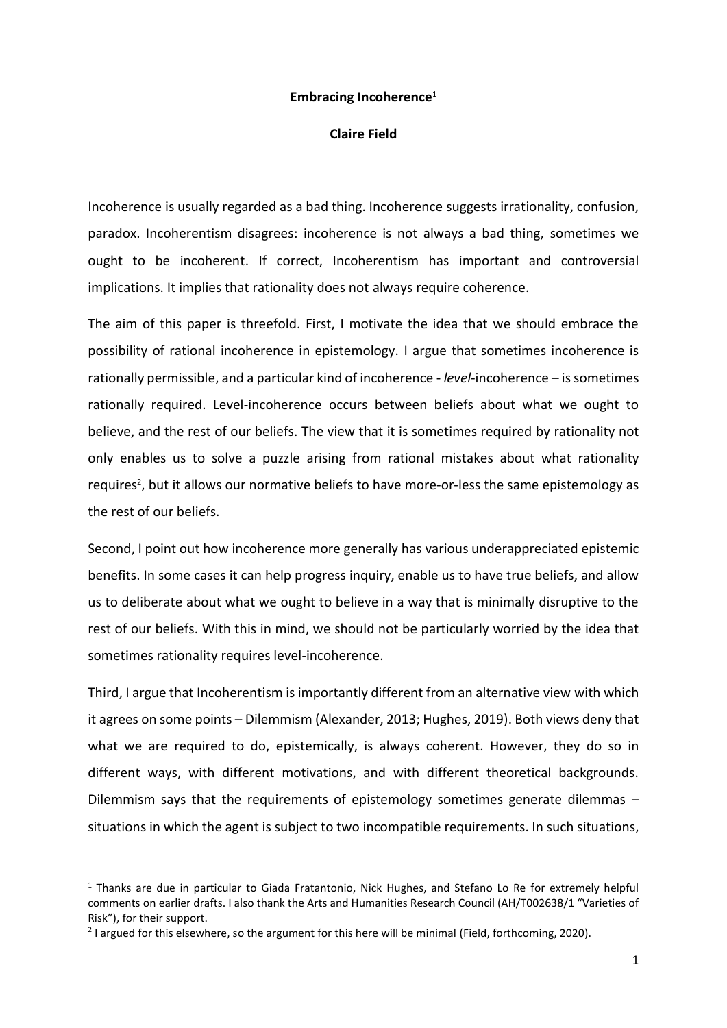# Embracing Incoherence[1]

**Claire Field**

Incoherence is usually regarded as a bad thing. Incoherence suggests irrationality, confusion, paradox. Incoherentism disagrees: incoherence is not always a bad thing, sometimes we ought to be incoherent. If correct, Incoherentism has important and controversial implications. It implies that rationality does not always require coherence.

The aim of this paper is threefold. First, I motivate the idea that we should embrace the possibility of rational incoherence in epistemology. I argue that sometimes incoherence is rationally permissible, and a particular kind of incoherence - *level*-incoherence – is sometimes rationally required. Level-incoherence occurs between beliefs about what we ought to believe, and the rest of our beliefs. The view that it is sometimes required by rationality not only enables us to solve a puzzle arising from rational mistakes about what rationality requires[2], but it allows our normative beliefs to have more-or-less the same epistemology as the rest of our beliefs.

Second, I point out how incoherence more generally has various underappreciated epistemic benefits. In some cases it can help progress inquiry, enable us to have true beliefs, and allow us to deliberate about what we ought to believe in a way that is minimally disruptive to the rest of our beliefs. With this in mind, we should not be particularly worried by the idea that sometimes rationality requires level-incoherence.

Third, I argue that Incoherentism is importantly different from an alternative view with which it agrees on some points – Dilemmism (Alexander, 2013; Hughes, 2019). Both views deny that what we are required to do, epistemically, is always coherent. However, they do so in different ways, with different motivations, and with different theoretical backgrounds. Dilemmism says that the requirements of epistemology sometimes generate dilemmas – situations in which the agent is subject to two incompatible requirements. In such situations,

---

[1] Thanks are due in particular to Giada Fratantonio, Nick Hughes, and Stefano Lo Re for extremely helpful comments on earlier drafts. I also thank the Arts and Humanities Research Council (AH/T002638/1 "Varieties of Risk"), for their support.

[2] I argued for this elsewhere, so the argument for this here will be minimal (Field, forthcoming, 2020).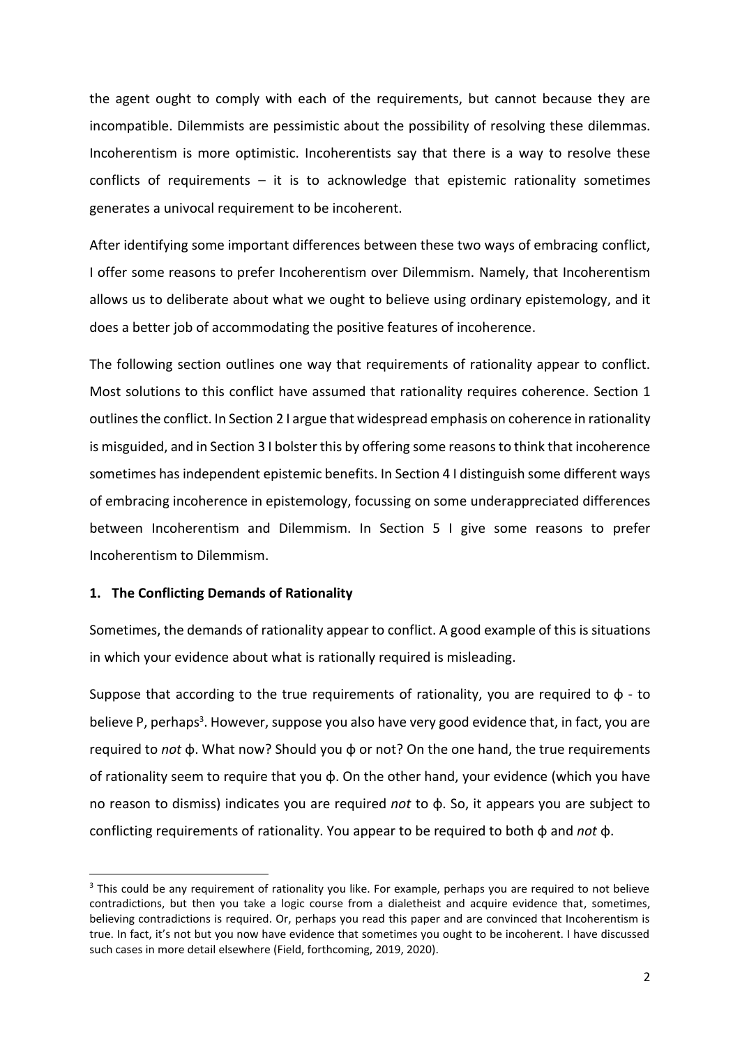the agent ought to comply with each of the requirements, but cannot because they are incompatible. Dilemmists are pessimistic about the possibility of resolving these dilemmas. Incoherentism is more optimistic. Incoherentists say that there is a way to resolve these conflicts of requirements – it is to acknowledge that epistemic rationality sometimes generates a univocal requirement to be incoherent.

After identifying some important differences between these two ways of embracing conflict, I offer some reasons to prefer Incoherentism over Dilemmism. Namely, that Incoherentism allows us to deliberate about what we ought to believe using ordinary epistemology, and it does a better job of accommodating the positive features of incoherence.

The following section outlines one way that requirements of rationality appear to conflict. Most solutions to this conflict have assumed that rationality requires coherence. Section 1 outlines the conflict. In Section 2 I argue that widespread emphasis on coherence in rationality is misguided, and in Section 3 I bolster this by offering some reasons to think that incoherence sometimes has independent epistemic benefits. In Section 4 I distinguish some different ways of embracing incoherence in epistemology, focussing on some underappreciated differences between Incoherentism and Dilemmism. In Section 5 I give some reasons to prefer Incoherentism to Dilemmism.

## 1. The Conflicting Demands of Rationality

Sometimes, the demands of rationality appear to conflict. A good example of this is situations in which your evidence about what is rationally required is misleading.

Suppose that according to the true requirements of rationality, you are required to ϕ - to believe P, perhaps[3]. However, suppose you also have very good evidence that, in fact, you are required to *not* ϕ. What now? Should you ϕ or not? On the one hand, the true requirements of rationality seem to require that you ϕ. On the other hand, your evidence (which you have no reason to dismiss) indicates you are required *not* to ϕ. So, it appears you are subject to conflicting requirements of rationality. You appear to be required to both ϕ and *not* ϕ.

[3] This could be any requirement of rationality you like. For example, perhaps you are required to not believe contradictions, but then you take a logic course from a dialetheist and acquire evidence that, sometimes, believing contradictions is required. Or, perhaps you read this paper and are convinced that Incoherentism is true. In fact, it's not but you now have evidence that sometimes you ought to be incoherent. I have discussed such cases in more detail elsewhere (Field, forthcoming, 2019, 2020).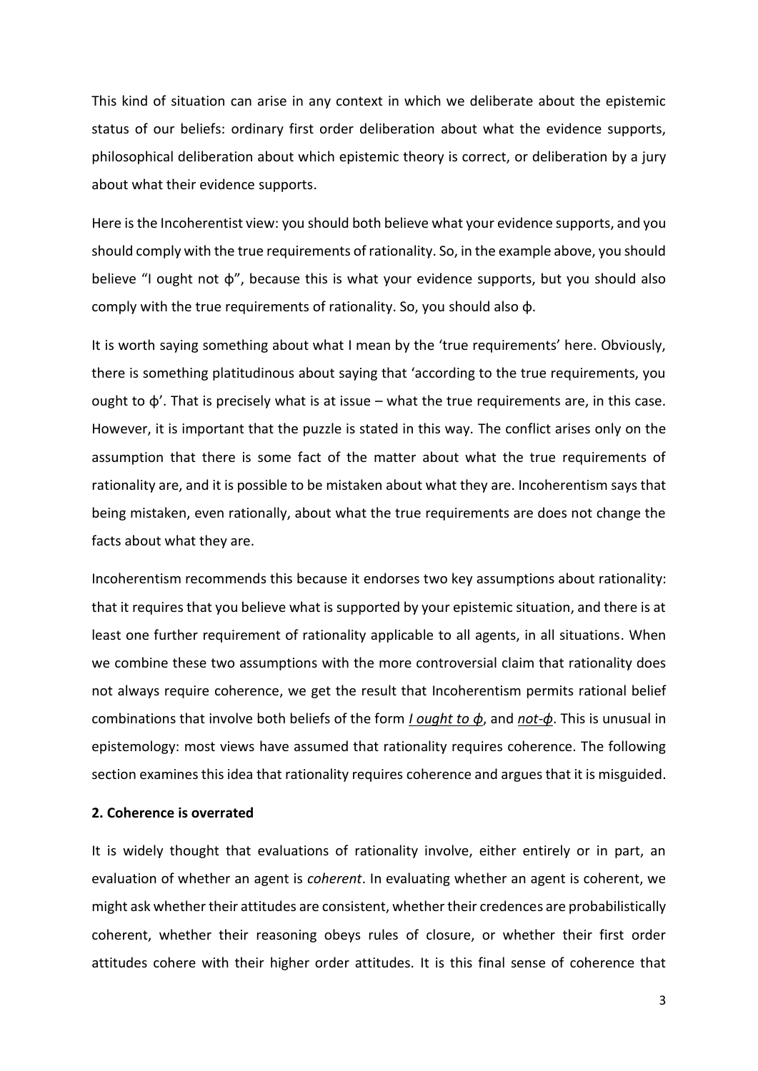This kind of situation can arise in any context in which we deliberate about the epistemic status of our beliefs: ordinary first order deliberation about what the evidence supports, philosophical deliberation about which epistemic theory is correct, or deliberation by a jury about what their evidence supports.

Here is the Incoherentist view: you should both believe what your evidence supports, and you should comply with the true requirements of rationality. So, in the example above, you should believe "I ought not ϕ", because this is what your evidence supports, but you should also comply with the true requirements of rationality. So, you should also ϕ.

It is worth saying something about what I mean by the 'true requirements' here. Obviously, there is something platitudinous about saying that 'according to the true requirements, you ought to ϕ'. That is precisely what is at issue – what the true requirements are, in this case. However, it is important that the puzzle is stated in this way. The conflict arises only on the assumption that there is some fact of the matter about what the true requirements of rationality are, and it is possible to be mistaken about what they are. Incoherentism says that being mistaken, even rationally, about what the true requirements are does not change the facts about what they are.

Incoherentism recommends this because it endorses two key assumptions about rationality: that it requires that you believe what is supported by your epistemic situation, and there is at least one further requirement of rationality applicable to all agents, in all situations. When we combine these two assumptions with the more controversial claim that rationality does not always require coherence, we get the result that Incoherentism permits rational belief combinations that involve both beliefs of the form *I ought to ϕ*, and *not-ϕ*. This is unusual in epistemology: most views have assumed that rationality requires coherence. The following section examines this idea that rationality requires coherence and argues that it is misguided.

## 2. Coherence is overrated

It is widely thought that evaluations of rationality involve, either entirely or in part, an evaluation of whether an agent is *coherent*. In evaluating whether an agent is coherent, we might ask whether their attitudes are consistent, whether their credences are probabilistically coherent, whether their reasoning obeys rules of closure, or whether their first order attitudes cohere with their higher order attitudes. It is this final sense of coherence that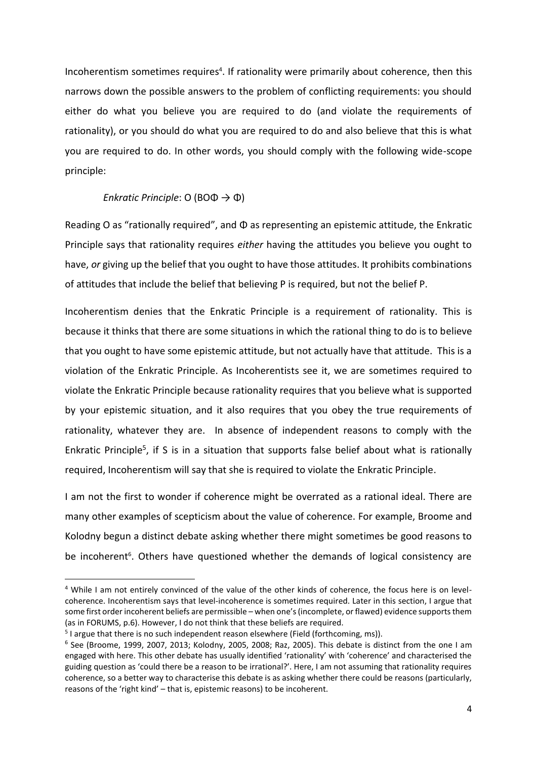Incoherentism sometimes requires[4]. If rationality were primarily about coherence, then this narrows down the possible answers to the problem of conflicting requirements: you should either do what you believe you are required to do (and violate the requirements of rationality), or you should do what you are required to do and also believe that this is what you are required to do. In other words, you should comply with the following wide-scope principle:

*Enkratic Principle*: $O(BO\Phi \rightarrow \Phi)$

Reading O as "rationally required", and $\Phi$ as representing an epistemic attitude, the Enkratic Principle says that rationality requires *either* having the attitudes you believe you ought to have, *or* giving up the belief that you ought to have those attitudes. It prohibits combinations of attitudes that include the belief that believing P is required, but not the belief P.

Incoherentism denies that the Enkratic Principle is a requirement of rationality. This is because it thinks that there are some situations in which the rational thing to do is to believe that you ought to have some epistemic attitude, but not actually have that attitude. This is a violation of the Enkratic Principle. As Incoherentists see it, we are sometimes required to violate the Enkratic Principle because rationality requires that you believe what is supported by your epistemic situation, and it also requires that you obey the true requirements of rationality, whatever they are. In absence of independent reasons to comply with the Enkratic Principle[5], if S is in a situation that supports false belief about what is rationally required, Incoherentism will say that she is required to violate the Enkratic Principle.

I am not the first to wonder if coherence might be overrated as a rational ideal. There are many other examples of scepticism about the value of coherence. For example, Broome and Kolodny begun a distinct debate asking whether there might sometimes be good reasons to be incoherent[6]. Others have questioned whether the demands of logical consistency are

[4] While I am not entirely convinced of the value of the other kinds of coherence, the focus here is on level-coherence. Incoherentism says that level-incoherence is sometimes required. Later in this section, I argue that some first order incoherent beliefs are permissible – when one's (incomplete, or flawed) evidence supports them (as in FORUMS, p.6). However, I do not think that these beliefs are required.

[5] I argue that there is no such independent reason elsewhere (Field (forthcoming, ms)).

[6] See (Broome, 1999, 2007, 2013; Kolodny, 2005, 2008; Raz, 2005). This debate is distinct from the one I am engaged with here. This other debate has usually identified 'rationality' with 'coherence' and characterised the guiding question as 'could there be a reason to be irrational?'. Here, I am not assuming that rationality requires coherence, so a better way to characterise this debate is as asking whether there could be reasons (particularly, reasons of the 'right kind' – that is, epistemic reasons) to be incoherent.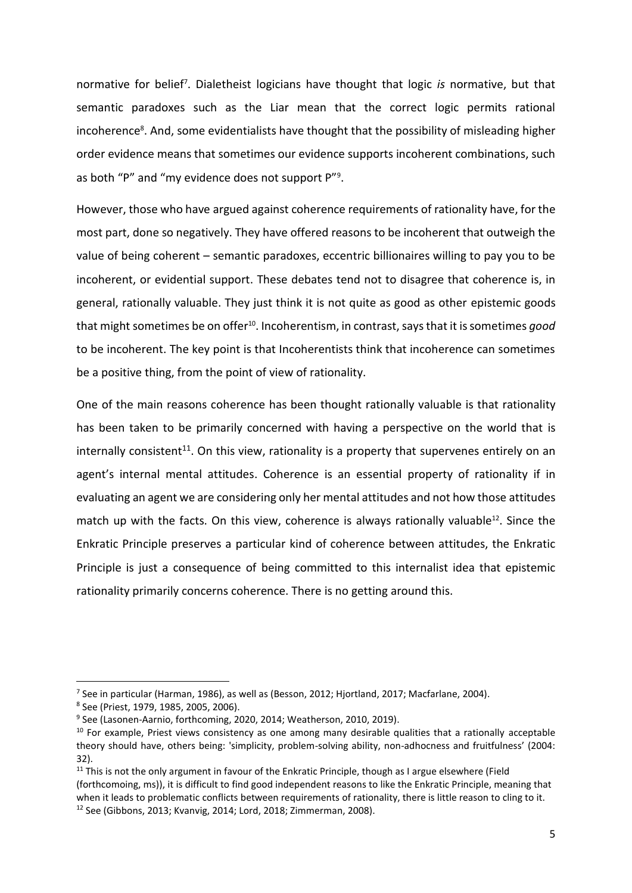normative for belief[7]. Dialetheist logicians have thought that logic *is* normative, but that semantic paradoxes such as the Liar mean that the correct logic permits rational incoherence[8]. And, some evidentialists have thought that the possibility of misleading higher order evidence means that sometimes our evidence supports incoherent combinations, such as both "P" and "my evidence does not support P"[9].

However, those who have argued against coherence requirements of rationality have, for the most part, done so negatively. They have offered reasons to be incoherent that outweigh the value of being coherent – semantic paradoxes, eccentric billionaires willing to pay you to be incoherent, or evidential support. These debates tend not to disagree that coherence is, in general, rationally valuable. They just think it is not quite as good as other epistemic goods that might sometimes be on offer[10]. Incoherentism, in contrast, says that it is sometimes *good* to be incoherent. The key point is that Incoherentists think that incoherence can sometimes be a positive thing, from the point of view of rationality.

One of the main reasons coherence has been thought rationally valuable is that rationality has been taken to be primarily concerned with having a perspective on the world that is internally consistent[11]. On this view, rationality is a property that supervenes entirely on an agent's internal mental attitudes. Coherence is an essential property of rationality if in evaluating an agent we are considering only her mental attitudes and not how those attitudes match up with the facts. On this view, coherence is always rationally valuable[12]. Since the Enkratic Principle preserves a particular kind of coherence between attitudes, the Enkratic Principle is just a consequence of being committed to this internalist idea that epistemic rationality primarily concerns coherence. There is no getting around this.

---

[7] See in particular (Harman, 1986), as well as (Besson, 2012; Hjortland, 2017; Macfarlane, 2004).

[8] See (Priest, 1979, 1985, 2005, 2006).

[9] See (Lasonen-Aarnio, forthcoming, 2020, 2014; Weatherson, 2010, 2019).

[10] For example, Priest views consistency as one among many desirable qualities that a rationally acceptable theory should have, others being: 'simplicity, problem-solving ability, non-adhocness and fruitfulness' (2004: 32).

[11] This is not the only argument in favour of the Enkratic Principle, though as I argue elsewhere (Field (forthcomoing, ms)), it is difficult to find good independent reasons to like the Enkratic Principle, meaning that when it leads to problematic conflicts between requirements of rationality, there is little reason to cling to it.

[12] See (Gibbons, 2013; Kvanvig, 2014; Lord, 2018; Zimmerman, 2008).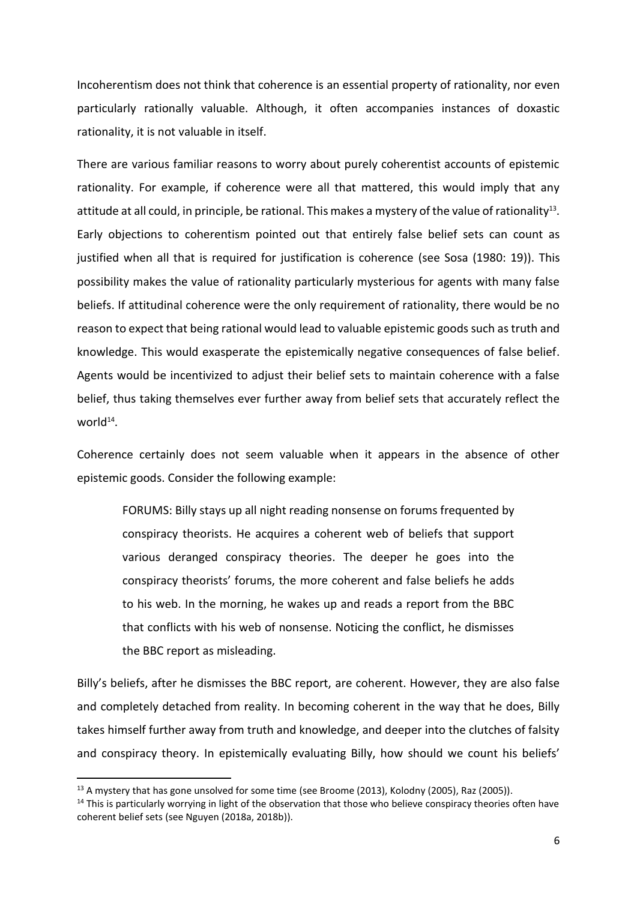Incoherentism does not think that coherence is an essential property of rationality, nor even particularly rationally valuable. Although, it often accompanies instances of doxastic rationality, it is not valuable in itself.

There are various familiar reasons to worry about purely coherentist accounts of epistemic rationality. For example, if coherence were all that mattered, this would imply that any attitude at all could, in principle, be rational. This makes a mystery of the value of rationality[13]. Early objections to coherentism pointed out that entirely false belief sets can count as justified when all that is required for justification is coherence (see Sosa (1980: 19)). This possibility makes the value of rationality particularly mysterious for agents with many false beliefs. If attitudinal coherence were the only requirement of rationality, there would be no reason to expect that being rational would lead to valuable epistemic goods such as truth and knowledge. This would exasperate the epistemically negative consequences of false belief. Agents would be incentivized to adjust their belief sets to maintain coherence with a false belief, thus taking themselves ever further away from belief sets that accurately reflect the world[14].

Coherence certainly does not seem valuable when it appears in the absence of other epistemic goods. Consider the following example:

> FORUMS: Billy stays up all night reading nonsense on forums frequented by conspiracy theorists. He acquires a coherent web of beliefs that support various deranged conspiracy theories. The deeper he goes into the conspiracy theorists' forums, the more coherent and false beliefs he adds to his web. In the morning, he wakes up and reads a report from the BBC that conflicts with his web of nonsense. Noticing the conflict, he dismisses the BBC report as misleading.

Billy's beliefs, after he dismisses the BBC report, are coherent. However, they are also false and completely detached from reality. In becoming coherent in the way that he does, Billy takes himself further away from truth and knowledge, and deeper into the clutches of falsity and conspiracy theory. In epistemically evaluating Billy, how should we count his beliefs'

---

[13] A mystery that has gone unsolved for some time (see Broome (2013), Kolodny (2005), Raz (2005)).

[14] This is particularly worrying in light of the observation that those who believe conspiracy theories often have coherent belief sets (see Nguyen (2018a, 2018b)).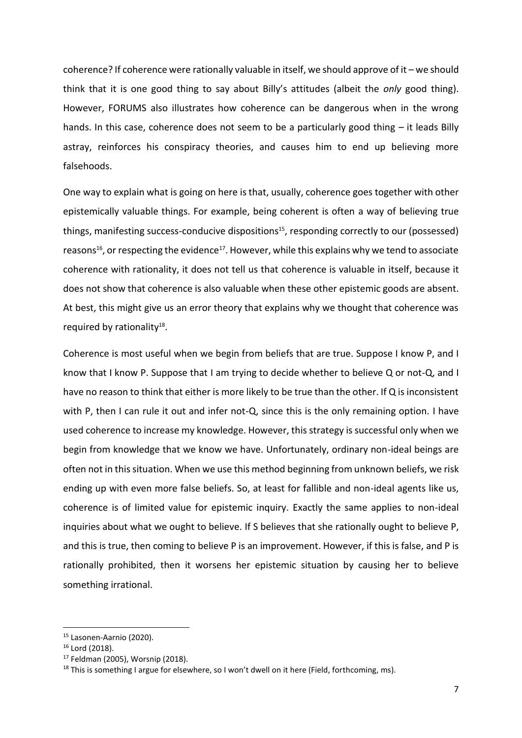coherence? If coherence were rationally valuable in itself, we should approve of it – we should think that it is one good thing to say about Billy's attitudes (albeit the *only* good thing). However, FORUMS also illustrates how coherence can be dangerous when in the wrong hands. In this case, coherence does not seem to be a particularly good thing – it leads Billy astray, reinforces his conspiracy theories, and causes him to end up believing more falsehoods.

One way to explain what is going on here is that, usually, coherence goes together with other epistemically valuable things. For example, being coherent is often a way of believing true things, manifesting success-conducive dispositions[15], responding correctly to our (possessed) reasons[16], or respecting the evidence[17]. However, while this explains why we tend to associate coherence with rationality, it does not tell us that coherence is valuable in itself, because it does not show that coherence is also valuable when these other epistemic goods are absent. At best, this might give us an error theory that explains why we thought that coherence was required by rationality[18].

Coherence is most useful when we begin from beliefs that are true. Suppose I know P, and I know that I know P. Suppose that I am trying to decide whether to believe Q or not-Q, and I have no reason to think that either is more likely to be true than the other. If Q is inconsistent with P, then I can rule it out and infer not-Q, since this is the only remaining option. I have used coherence to increase my knowledge. However, this strategy is successful only when we begin from knowledge that we know we have. Unfortunately, ordinary non-ideal beings are often not in this situation. When we use this method beginning from unknown beliefs, we risk ending up with even more false beliefs. So, at least for fallible and non-ideal agents like us, coherence is of limited value for epistemic inquiry. Exactly the same applies to non-ideal inquiries about what we ought to believe. If S believes that she rationally ought to believe P, and this is true, then coming to believe P is an improvement. However, if this is false, and P is rationally prohibited, then it worsens her epistemic situation by causing her to believe something irrational.

---

[15] Lasonen-Aarnio (2020).

[16] Lord (2018).

[17] Feldman (2005), Worsnip (2018).

[18] This is something I argue for elsewhere, so I won't dwell on it here (Field, forthcoming, ms).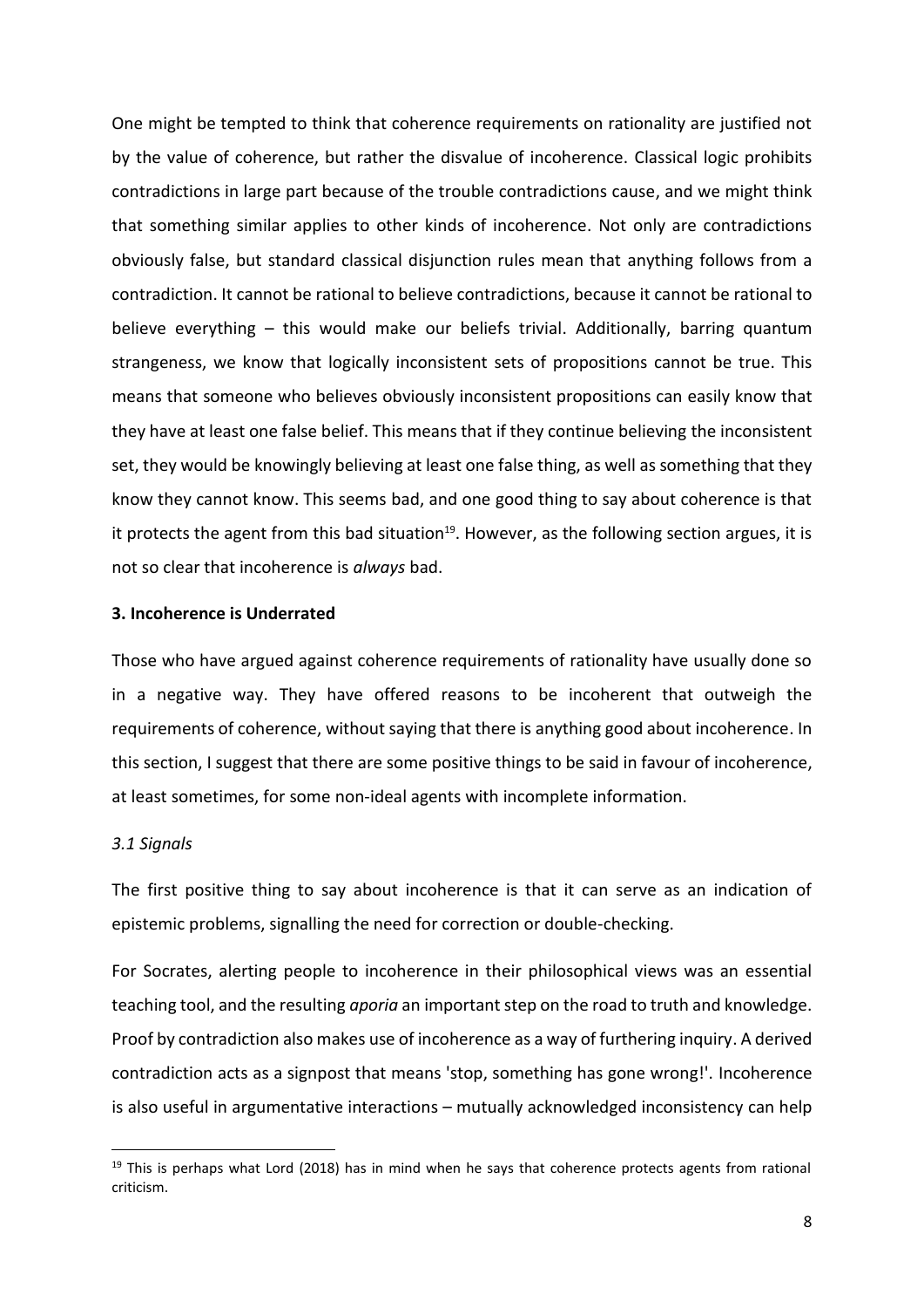One might be tempted to think that coherence requirements on rationality are justified not by the value of coherence, but rather the disvalue of incoherence. Classical logic prohibits contradictions in large part because of the trouble contradictions cause, and we might think that something similar applies to other kinds of incoherence. Not only are contradictions obviously false, but standard classical disjunction rules mean that anything follows from a contradiction. It cannot be rational to believe contradictions, because it cannot be rational to believe everything – this would make our beliefs trivial. Additionally, barring quantum strangeness, we know that logically inconsistent sets of propositions cannot be true. This means that someone who believes obviously inconsistent propositions can easily know that they have at least one false belief. This means that if they continue believing the inconsistent set, they would be knowingly believing at least one false thing, as well as something that they know they cannot know. This seems bad, and one good thing to say about coherence is that it protects the agent from this bad situation[19]. However, as the following section argues, it is not so clear that incoherence is *always* bad.

## 3. Incoherence is Underrated

Those who have argued against coherence requirements of rationality have usually done so in a negative way. They have offered reasons to be incoherent that outweigh the requirements of coherence, without saying that there is anything good about incoherence. In this section, I suggest that there are some positive things to be said in favour of incoherence, at least sometimes, for some non-ideal agents with incomplete information.

### *3.1 Signals*

The first positive thing to say about incoherence is that it can serve as an indication of epistemic problems, signalling the need for correction or double-checking.

For Socrates, alerting people to incoherence in their philosophical views was an essential teaching tool, and the resulting *aporia* an important step on the road to truth and knowledge. Proof by contradiction also makes use of incoherence as a way of furthering inquiry. A derived contradiction acts as a signpost that means 'stop, something has gone wrong!'. Incoherence is also useful in argumentative interactions – mutually acknowledged inconsistency can help

[19] This is perhaps what Lord (2018) has in mind when he says that coherence protects agents from rational criticism.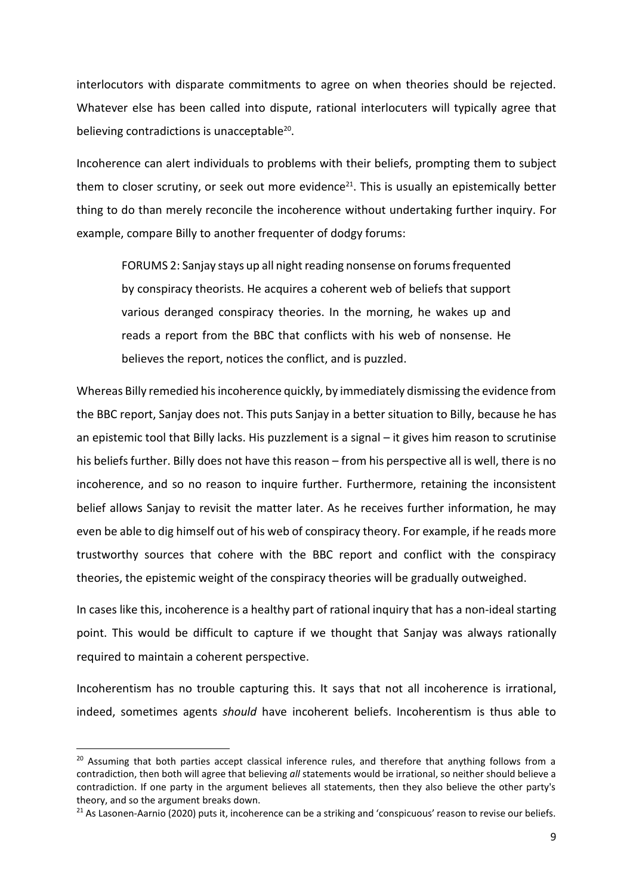interlocutors with disparate commitments to agree on when theories should be rejected. Whatever else has been called into dispute, rational interlocuters will typically agree that believing contradictions is unacceptable[20].

Incoherence can alert individuals to problems with their beliefs, prompting them to subject them to closer scrutiny, or seek out more evidence[21]. This is usually an epistemically better thing to do than merely reconcile the incoherence without undertaking further inquiry. For example, compare Billy to another frequenter of dodgy forums:

> FORUMS 2: Sanjay stays up all night reading nonsense on forums frequented by conspiracy theorists. He acquires a coherent web of beliefs that support various deranged conspiracy theories. In the morning, he wakes up and reads a report from the BBC that conflicts with his web of nonsense. He believes the report, notices the conflict, and is puzzled.

Whereas Billy remedied his incoherence quickly, by immediately dismissing the evidence from the BBC report, Sanjay does not. This puts Sanjay in a better situation to Billy, because he has an epistemic tool that Billy lacks. His puzzlement is a signal – it gives him reason to scrutinise his beliefs further. Billy does not have this reason – from his perspective all is well, there is no incoherence, and so no reason to inquire further. Furthermore, retaining the inconsistent belief allows Sanjay to revisit the matter later. As he receives further information, he may even be able to dig himself out of his web of conspiracy theory. For example, if he reads more trustworthy sources that cohere with the BBC report and conflict with the conspiracy theories, the epistemic weight of the conspiracy theories will be gradually outweighed.

In cases like this, incoherence is a healthy part of rational inquiry that has a non-ideal starting point. This would be difficult to capture if we thought that Sanjay was always rationally required to maintain a coherent perspective.

Incoherentism has no trouble capturing this. It says that not all incoherence is irrational, indeed, sometimes agents *should* have incoherent beliefs. Incoherentism is thus able to

[20] Assuming that both parties accept classical inference rules, and therefore that anything follows from a contradiction, then both will agree that believing *all* statements would be irrational, so neither should believe a contradiction. If one party in the argument believes all statements, then they also believe the other party's theory, and so the argument breaks down.

[21] As Lasonen-Aarnio (2020) puts it, incoherence can be a striking and 'conspicuous' reason to revise our beliefs.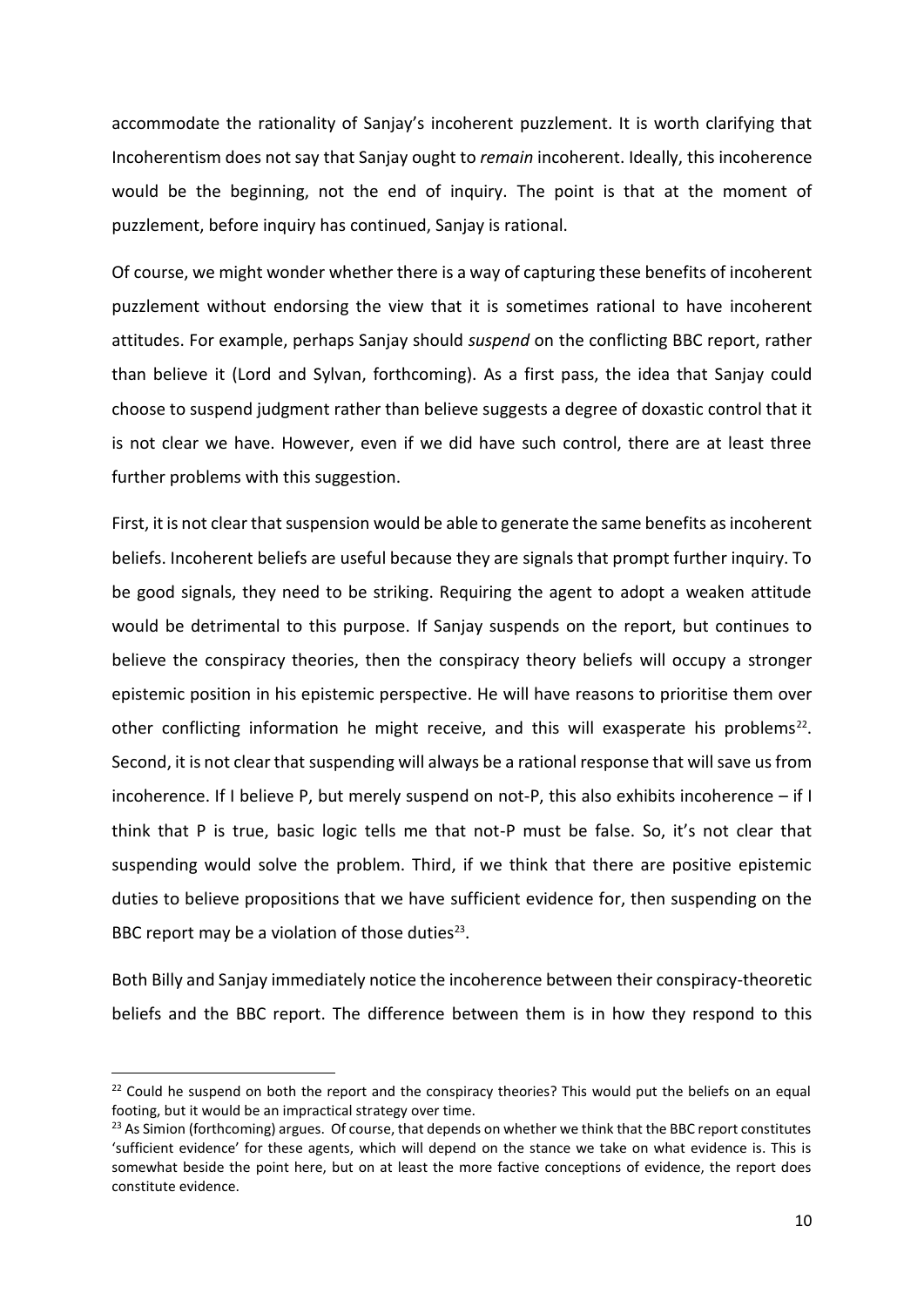accommodate the rationality of Sanjay's incoherent puzzlement. It is worth clarifying that Incoherentism does not say that Sanjay ought to *remain* incoherent. Ideally, this incoherence would be the beginning, not the end of inquiry. The point is that at the moment of puzzlement, before inquiry has continued, Sanjay is rational.

Of course, we might wonder whether there is a way of capturing these benefits of incoherent puzzlement without endorsing the view that it is sometimes rational to have incoherent attitudes. For example, perhaps Sanjay should *suspend* on the conflicting BBC report, rather than believe it (Lord and Sylvan, forthcoming). As a first pass, the idea that Sanjay could choose to suspend judgment rather than believe suggests a degree of doxastic control that it is not clear we have. However, even if we did have such control, there are at least three further problems with this suggestion.

First, it is not clear that suspension would be able to generate the same benefits as incoherent beliefs. Incoherent beliefs are useful because they are signals that prompt further inquiry. To be good signals, they need to be striking. Requiring the agent to adopt a weaken attitude would be detrimental to this purpose. If Sanjay suspends on the report, but continues to believe the conspiracy theories, then the conspiracy theory beliefs will occupy a stronger epistemic position in his epistemic perspective. He will have reasons to prioritise them over other conflicting information he might receive, and this will exasperate his problems[22]. Second, it is not clear that suspending will always be a rational response that will save us from incoherence. If I believe P, but merely suspend on not-P, this also exhibits incoherence – if I think that P is true, basic logic tells me that not-P must be false. So, it's not clear that suspending would solve the problem. Third, if we think that there are positive epistemic duties to believe propositions that we have sufficient evidence for, then suspending on the BBC report may be a violation of those duties[23].

Both Billy and Sanjay immediately notice the incoherence between their conspiracy-theoretic beliefs and the BBC report. The difference between them is in how they respond to this

[22] Could he suspend on both the report and the conspiracy theories? This would put the beliefs on an equal footing, but it would be an impractical strategy over time.

[23] As Simion (forthcoming) argues. Of course, that depends on whether we think that the BBC report constitutes 'sufficient evidence' for these agents, which will depend on the stance we take on what evidence is. This is somewhat beside the point here, but on at least the more factive conceptions of evidence, the report does constitute evidence.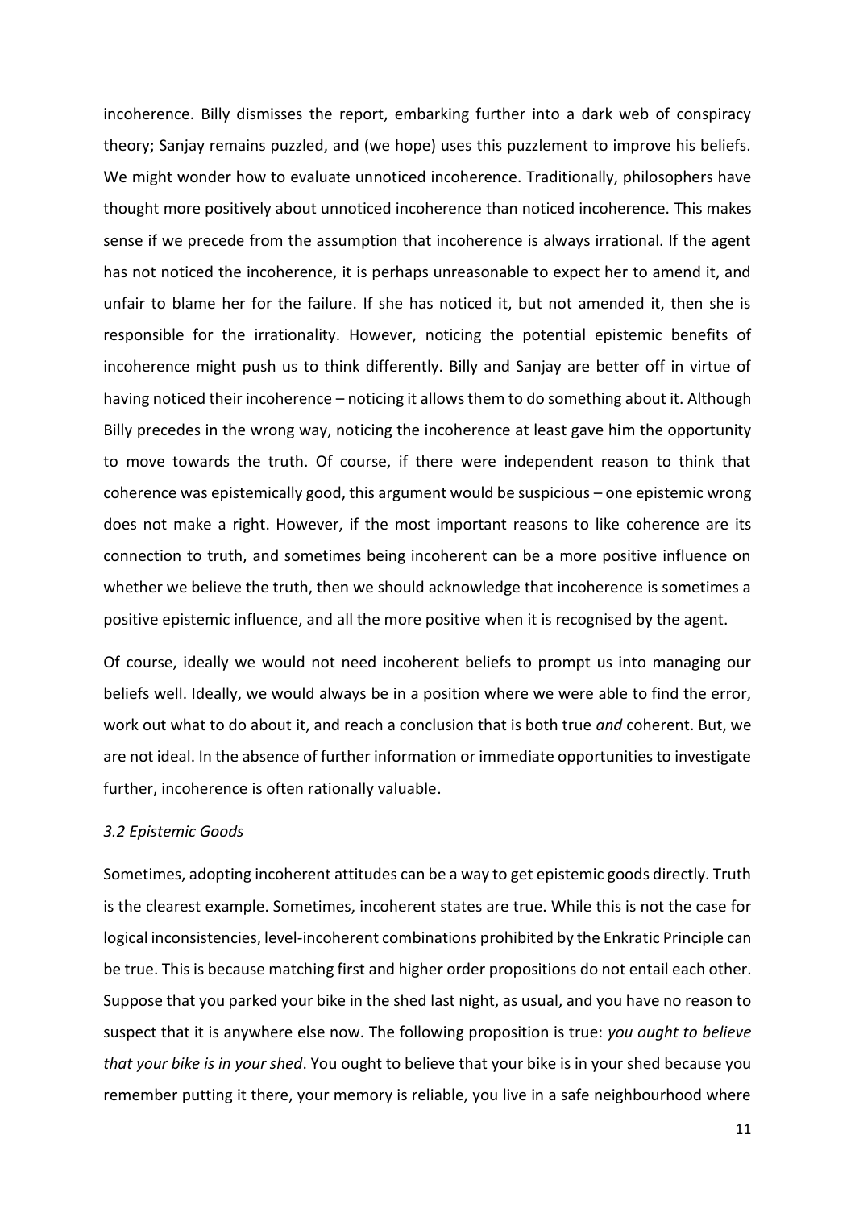incoherence. Billy dismisses the report, embarking further into a dark web of conspiracy theory; Sanjay remains puzzled, and (we hope) uses this puzzlement to improve his beliefs. We might wonder how to evaluate unnoticed incoherence. Traditionally, philosophers have thought more positively about unnoticed incoherence than noticed incoherence. This makes sense if we precede from the assumption that incoherence is always irrational. If the agent has not noticed the incoherence, it is perhaps unreasonable to expect her to amend it, and unfair to blame her for the failure. If she has noticed it, but not amended it, then she is responsible for the irrationality. However, noticing the potential epistemic benefits of incoherence might push us to think differently. Billy and Sanjay are better off in virtue of having noticed their incoherence – noticing it allows them to do something about it. Although Billy precedes in the wrong way, noticing the incoherence at least gave him the opportunity to move towards the truth. Of course, if there were independent reason to think that coherence was epistemically good, this argument would be suspicious – one epistemic wrong does not make a right. However, if the most important reasons to like coherence are its connection to truth, and sometimes being incoherent can be a more positive influence on whether we believe the truth, then we should acknowledge that incoherence is sometimes a positive epistemic influence, and all the more positive when it is recognised by the agent.

Of course, ideally we would not need incoherent beliefs to prompt us into managing our beliefs well. Ideally, we would always be in a position where we were able to find the error, work out what to do about it, and reach a conclusion that is both true *and* coherent. But, we are not ideal. In the absence of further information or immediate opportunities to investigate further, incoherence is often rationally valuable.

### *3.2 Epistemic Goods*

Sometimes, adopting incoherent attitudes can be a way to get epistemic goods directly. Truth is the clearest example. Sometimes, incoherent states are true. While this is not the case for logical inconsistencies, level-incoherent combinations prohibited by the Enkratic Principle can be true. This is because matching first and higher order propositions do not entail each other. Suppose that you parked your bike in the shed last night, as usual, and you have no reason to suspect that it is anywhere else now. The following proposition is true: *you ought to believe that your bike is in your shed*. You ought to believe that your bike is in your shed because you remember putting it there, your memory is reliable, you live in a safe neighbourhood where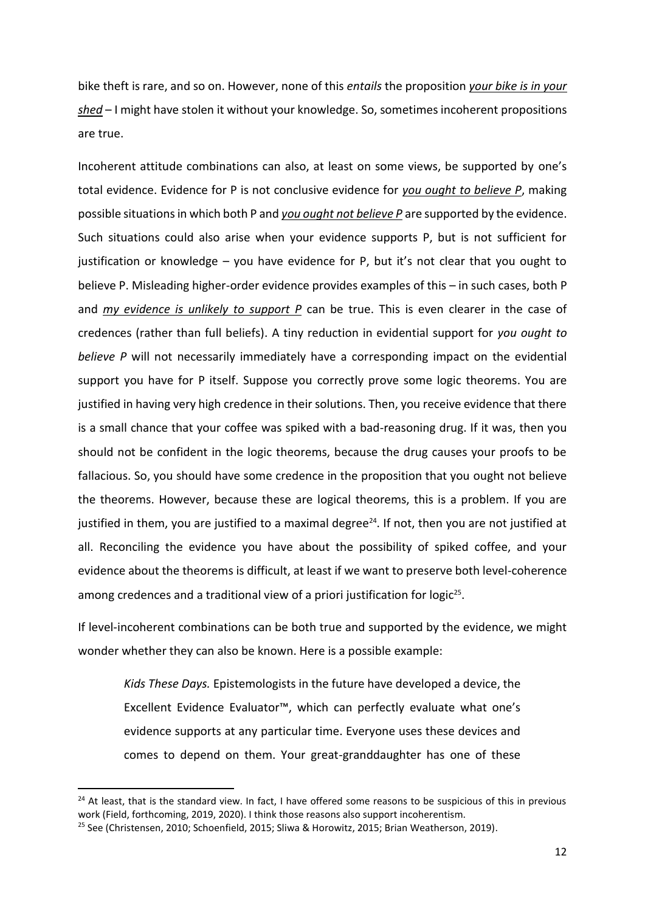bike theft is rare, and so on. However, none of this *entails* the proposition <u>*your bike is in your shed*</u> – I might have stolen it without your knowledge. So, sometimes incoherent propositions are true.

Incoherent attitude combinations can also, at least on some views, be supported by one's total evidence. Evidence for P is not conclusive evidence for <u>*you ought to believe P*</u>, making possible situations in which both P and <u>*you ought not believe P*</u> are supported by the evidence. Such situations could also arise when your evidence supports P, but is not sufficient for justification or knowledge – you have evidence for P, but it's not clear that you ought to believe P. Misleading higher-order evidence provides examples of this – in such cases, both P and <u>*my evidence is unlikely to support P*</u> can be true. This is even clearer in the case of credences (rather than full beliefs). A tiny reduction in evidential support for *you ought to believe P* will not necessarily immediately have a corresponding impact on the evidential support you have for P itself. Suppose you correctly prove some logic theorems. You are justified in having very high credence in their solutions. Then, you receive evidence that there is a small chance that your coffee was spiked with a bad-reasoning drug. If it was, then you should not be confident in the logic theorems, because the drug causes your proofs to be fallacious. So, you should have some credence in the proposition that you ought not believe the theorems. However, because these are logical theorems, this is a problem. If you are justified in them, you are justified to a maximal degree[24]. If not, then you are not justified at all. Reconciling the evidence you have about the possibility of spiked coffee, and your evidence about the theorems is difficult, at least if we want to preserve both level-coherence among credences and a traditional view of a priori justification for logic[25].

If level-incoherent combinations can be both true and supported by the evidence, we might wonder whether they can also be known. Here is a possible example:

> *Kids These Days.* Epistemologists in the future have developed a device, the Excellent Evidence Evaluator™, which can perfectly evaluate what one's evidence supports at any particular time. Everyone uses these devices and comes to depend on them. Your great-granddaughter has one of these

---

[24] At least, that is the standard view. In fact, I have offered some reasons to be suspicious of this in previous work (Field, forthcoming, 2019, 2020). I think those reasons also support incoherentism.

[25] See (Christensen, 2010; Schoenfield, 2015; Sliwa & Horowitz, 2015; Brian Weatherson, 2019).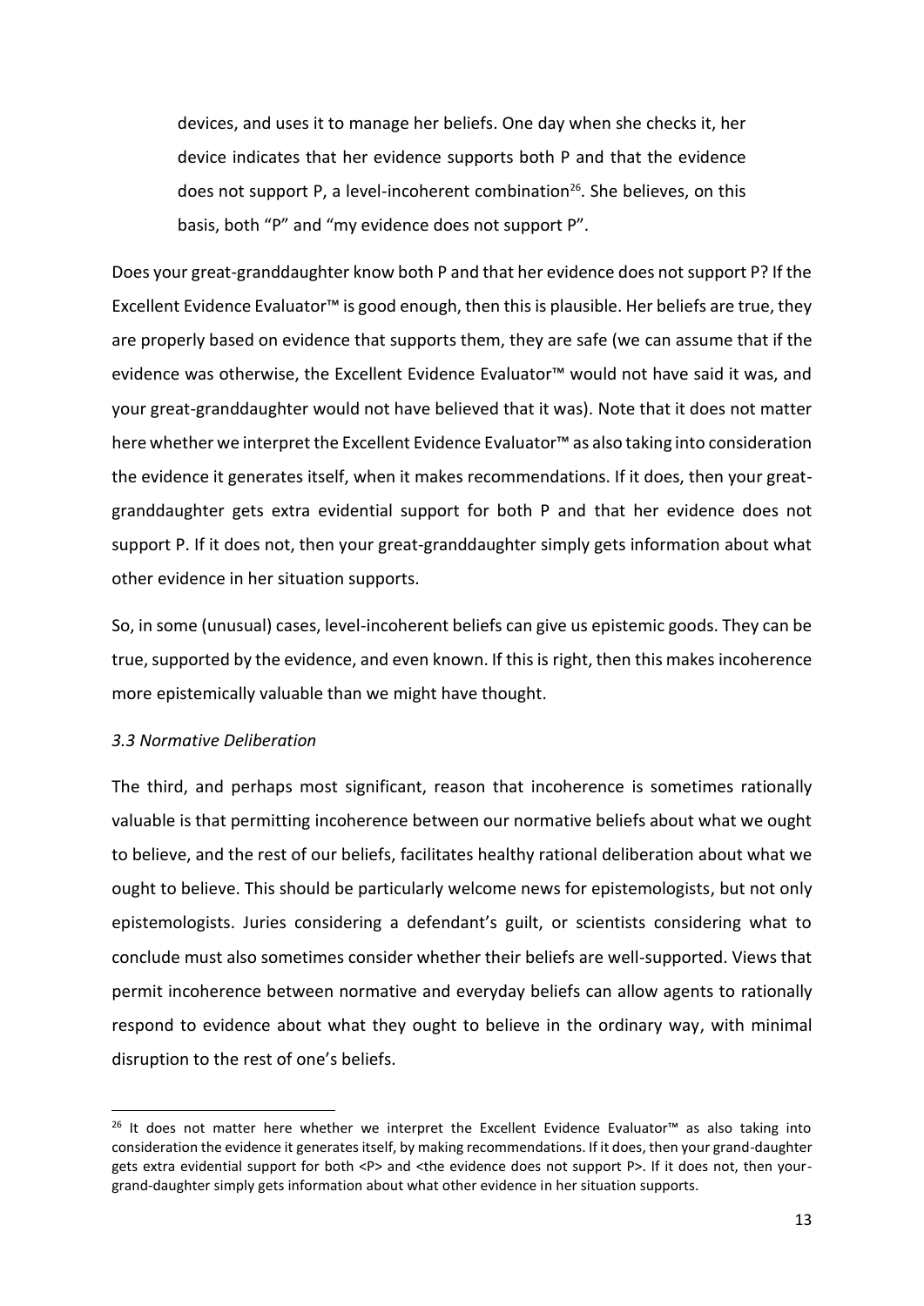devices, and uses it to manage her beliefs. One day when she checks it, her device indicates that her evidence supports both P and that the evidence does not support P, a level-incoherent combination[26]. She believes, on this basis, both "P" and "my evidence does not support P".

Does your great-granddaughter know both P and that her evidence does not support P? If the Excellent Evidence Evaluator™ is good enough, then this is plausible. Her beliefs are true, they are properly based on evidence that supports them, they are safe (we can assume that if the evidence was otherwise, the Excellent Evidence Evaluator™ would not have said it was, and your great-granddaughter would not have believed that it was). Note that it does not matter here whether we interpret the Excellent Evidence Evaluator™ as also taking into consideration the evidence it generates itself, when it makes recommendations. If it does, then your great-granddaughter gets extra evidential support for both P and that her evidence does not support P. If it does not, then your great-granddaughter simply gets information about what other evidence in her situation supports.

So, in some (unusual) cases, level-incoherent beliefs can give us epistemic goods. They can be true, supported by the evidence, and even known. If this is right, then this makes incoherence more epistemically valuable than we might have thought.

### *3.3 Normative Deliberation*

The third, and perhaps most significant, reason that incoherence is sometimes rationally valuable is that permitting incoherence between our normative beliefs about what we ought to believe, and the rest of our beliefs, facilitates healthy rational deliberation about what we ought to believe. This should be particularly welcome news for epistemologists, but not only epistemologists. Juries considering a defendant's guilt, or scientists considering what to conclude must also sometimes consider whether their beliefs are well-supported. Views that permit incoherence between normative and everyday beliefs can allow agents to rationally respond to evidence about what they ought to believe in the ordinary way, with minimal disruption to the rest of one's beliefs.

---

[26] It does not matter here whether we interpret the Excellent Evidence Evaluator™ as also taking into consideration the evidence it generates itself, by making recommendations. If it does, then your grand-daughter gets extra evidential support for both <P> and <the evidence does not support P>. If it does not, then your-grand-daughter simply gets information about what other evidence in her situation supports.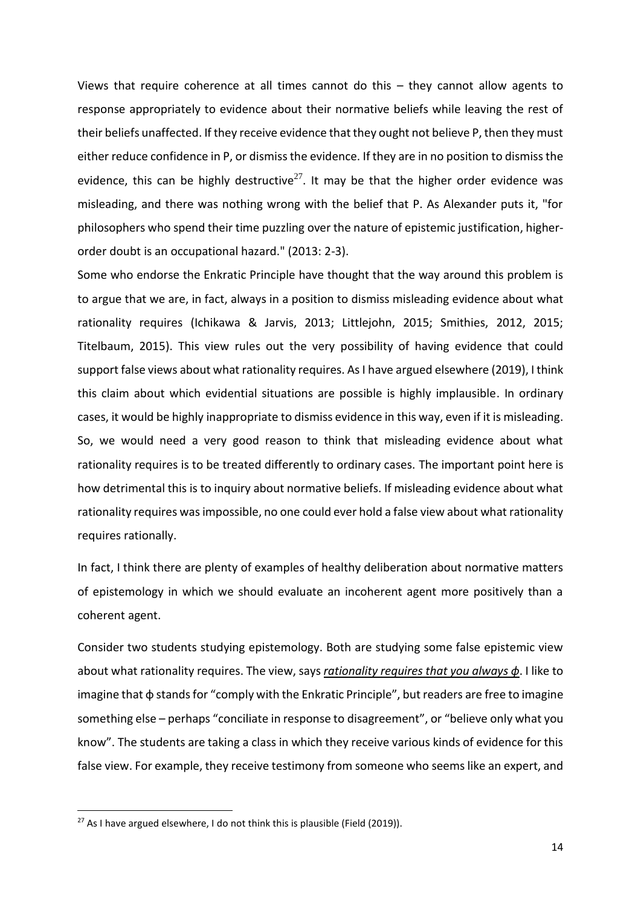Views that require coherence at all times cannot do this – they cannot allow agents to response appropriately to evidence about their normative beliefs while leaving the rest of their beliefs unaffected. If they receive evidence that they ought not believe P, then they must either reduce confidence in P, or dismiss the evidence. If they are in no position to dismiss the evidence, this can be highly destructive[27]. It may be that the higher order evidence was misleading, and there was nothing wrong with the belief that P. As Alexander puts it, "for philosophers who spend their time puzzling over the nature of epistemic justification, higher-order doubt is an occupational hazard." (2013: 2-3).

Some who endorse the Enkratic Principle have thought that the way around this problem is to argue that we are, in fact, always in a position to dismiss misleading evidence about what rationality requires (Ichikawa & Jarvis, 2013; Littlejohn, 2015; Smithies, 2012, 2015; Titelbaum, 2015). This view rules out the very possibility of having evidence that could support false views about what rationality requires. As I have argued elsewhere (2019), I think this claim about which evidential situations are possible is highly implausible. In ordinary cases, it would be highly inappropriate to dismiss evidence in this way, even if it is misleading. So, we would need a very good reason to think that misleading evidence about what rationality requires is to be treated differently to ordinary cases. The important point here is how detrimental this is to inquiry about normative beliefs. If misleading evidence about what rationality requires was impossible, no one could ever hold a false view about what rationality requires rationally.

In fact, I think there are plenty of examples of healthy deliberation about normative matters of epistemology in which we should evaluate an incoherent agent more positively than a coherent agent.

Consider two students studying epistemology. Both are studying some false epistemic view about what rationality requires. The view, says *rationality requires that you always ϕ*. I like to imagine that ϕ stands for "comply with the Enkratic Principle", but readers are free to imagine something else – perhaps "conciliate in response to disagreement", or "believe only what you know". The students are taking a class in which they receive various kinds of evidence for this false view. For example, they receive testimony from someone who seems like an expert, and

[27] As I have argued elsewhere, I do not think this is plausible (Field (2019)).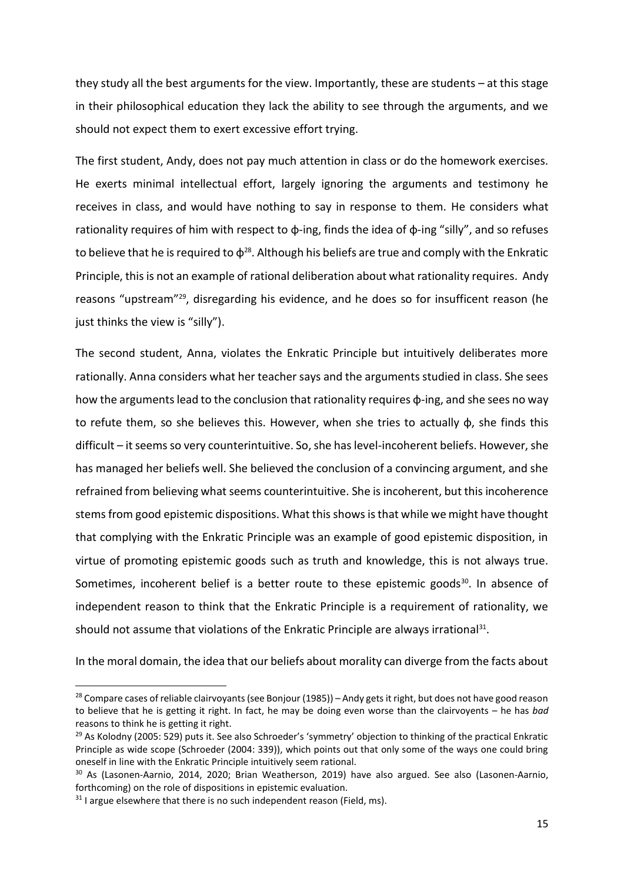they study all the best arguments for the view. Importantly, these are students – at this stage in their philosophical education they lack the ability to see through the arguments, and we should not expect them to exert excessive effort trying.

The first student, Andy, does not pay much attention in class or do the homework exercises. He exerts minimal intellectual effort, largely ignoring the arguments and testimony he receives in class, and would have nothing to say in response to them. He considers what rationality requires of him with respect to ϕ-ing, finds the idea of ϕ-ing "silly", and so refuses to believe that he is required to ϕ[28]. Although his beliefs are true and comply with the Enkratic Principle, this is not an example of rational deliberation about what rationality requires. Andy reasons "upstream"[29], disregarding his evidence, and he does so for insufficent reason (he just thinks the view is "silly").

The second student, Anna, violates the Enkratic Principle but intuitively deliberates more rationally. Anna considers what her teacher says and the arguments studied in class. She sees how the arguments lead to the conclusion that rationality requires ϕ-ing, and she sees no way to refute them, so she believes this. However, when she tries to actually ϕ, she finds this difficult – it seems so very counterintuitive. So, she has level-incoherent beliefs. However, she has managed her beliefs well. She believed the conclusion of a convincing argument, and she refrained from believing what seems counterintuitive. She is incoherent, but this incoherence stems from good epistemic dispositions. What this shows is that while we might have thought that complying with the Enkratic Principle was an example of good epistemic disposition, in virtue of promoting epistemic goods such as truth and knowledge, this is not always true. Sometimes, incoherent belief is a better route to these epistemic goods[30]. In absence of independent reason to think that the Enkratic Principle is a requirement of rationality, we should not assume that violations of the Enkratic Principle are always irrational[31].

In the moral domain, the idea that our beliefs about morality can diverge from the facts about

---

[28] Compare cases of reliable clairvoyants (see Bonjour (1985)) – Andy gets it right, but does not have good reason to believe that he is getting it right. In fact, he may be doing even worse than the clairvoyents – he has *bad* reasons to think he is getting it right.

[29] As Kolodny (2005: 529) puts it. See also Schroeder's 'symmetry' objection to thinking of the practical Enkratic Principle as wide scope (Schroeder (2004: 339)), which points out that only some of the ways one could bring oneself in line with the Enkratic Principle intuitively seem rational.

[30] As (Lasonen-Aarnio, 2014, 2020; Brian Weatherson, 2019) have also argued. See also (Lasonen-Aarnio, forthcoming) on the role of dispositions in epistemic evaluation.

[31] I argue elsewhere that there is no such independent reason (Field, ms).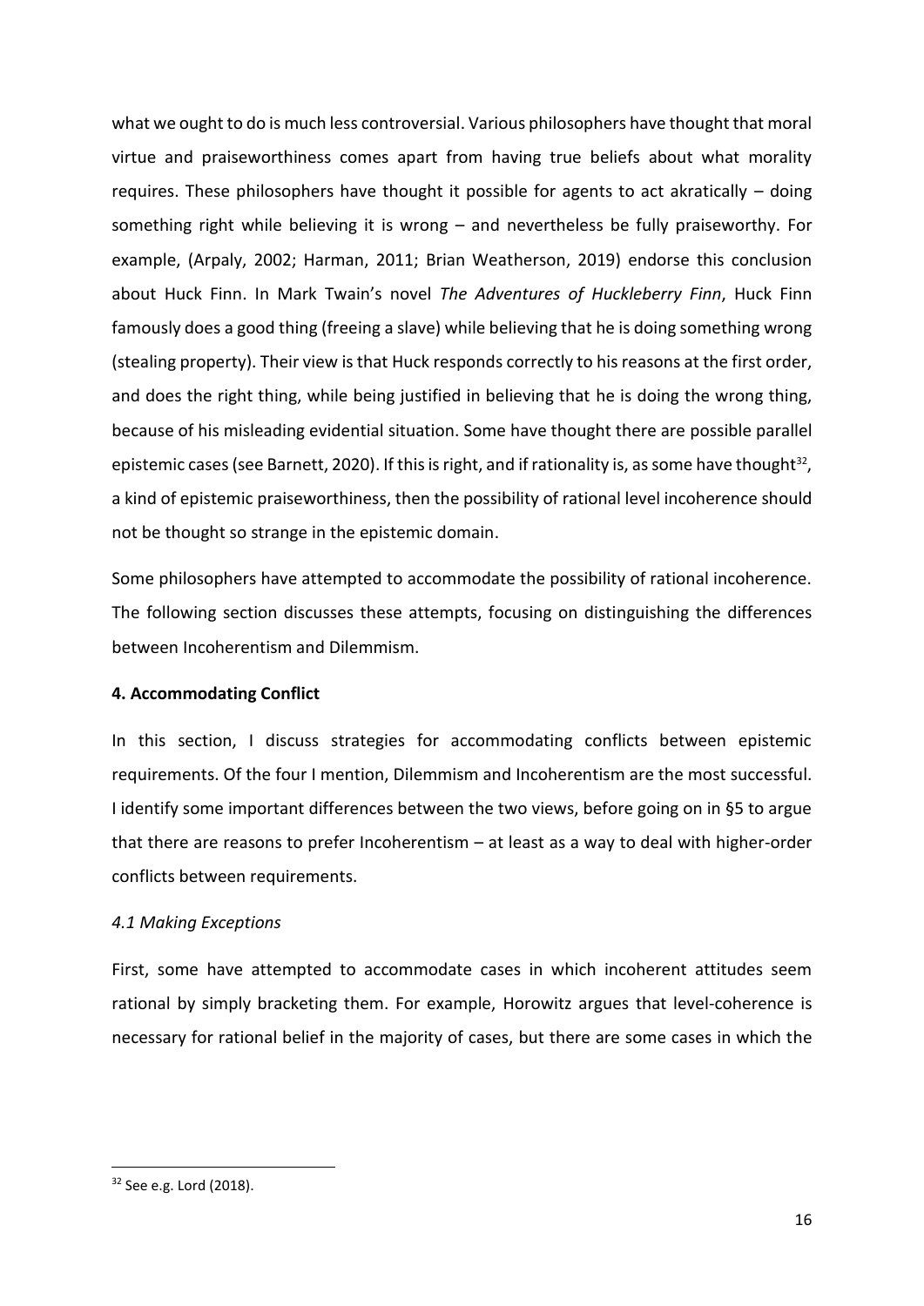what we ought to do is much less controversial. Various philosophers have thought that moral virtue and praiseworthiness comes apart from having true beliefs about what morality requires. These philosophers have thought it possible for agents to act akratically – doing something right while believing it is wrong – and nevertheless be fully praiseworthy. For example, (Arpaly, 2002; Harman, 2011; Brian Weatherson, 2019) endorse this conclusion about Huck Finn. In Mark Twain's novel *The Adventures of Huckleberry Finn*, Huck Finn famously does a good thing (freeing a slave) while believing that he is doing something wrong (stealing property). Their view is that Huck responds correctly to his reasons at the first order, and does the right thing, while being justified in believing that he is doing the wrong thing, because of his misleading evidential situation. Some have thought there are possible parallel epistemic cases (see Barnett, 2020). If this is right, and if rationality is, as some have thought[32], a kind of epistemic praiseworthiness, then the possibility of rational level incoherence should not be thought so strange in the epistemic domain.

Some philosophers have attempted to accommodate the possibility of rational incoherence. The following section discusses these attempts, focusing on distinguishing the differences between Incoherentism and Dilemmism.

## 4. Accommodating Conflict

In this section, I discuss strategies for accommodating conflicts between epistemic requirements. Of the four I mention, Dilemmism and Incoherentism are the most successful. I identify some important differences between the two views, before going on in §5 to argue that there are reasons to prefer Incoherentism – at least as a way to deal with higher-order conflicts between requirements.

### *4.1 Making Exceptions*

First, some have attempted to accommodate cases in which incoherent attitudes seem rational by simply bracketing them. For example, Horowitz argues that level-coherence is necessary for rational belief in the majority of cases, but there are some cases in which the

---

[32] See e.g. Lord (2018).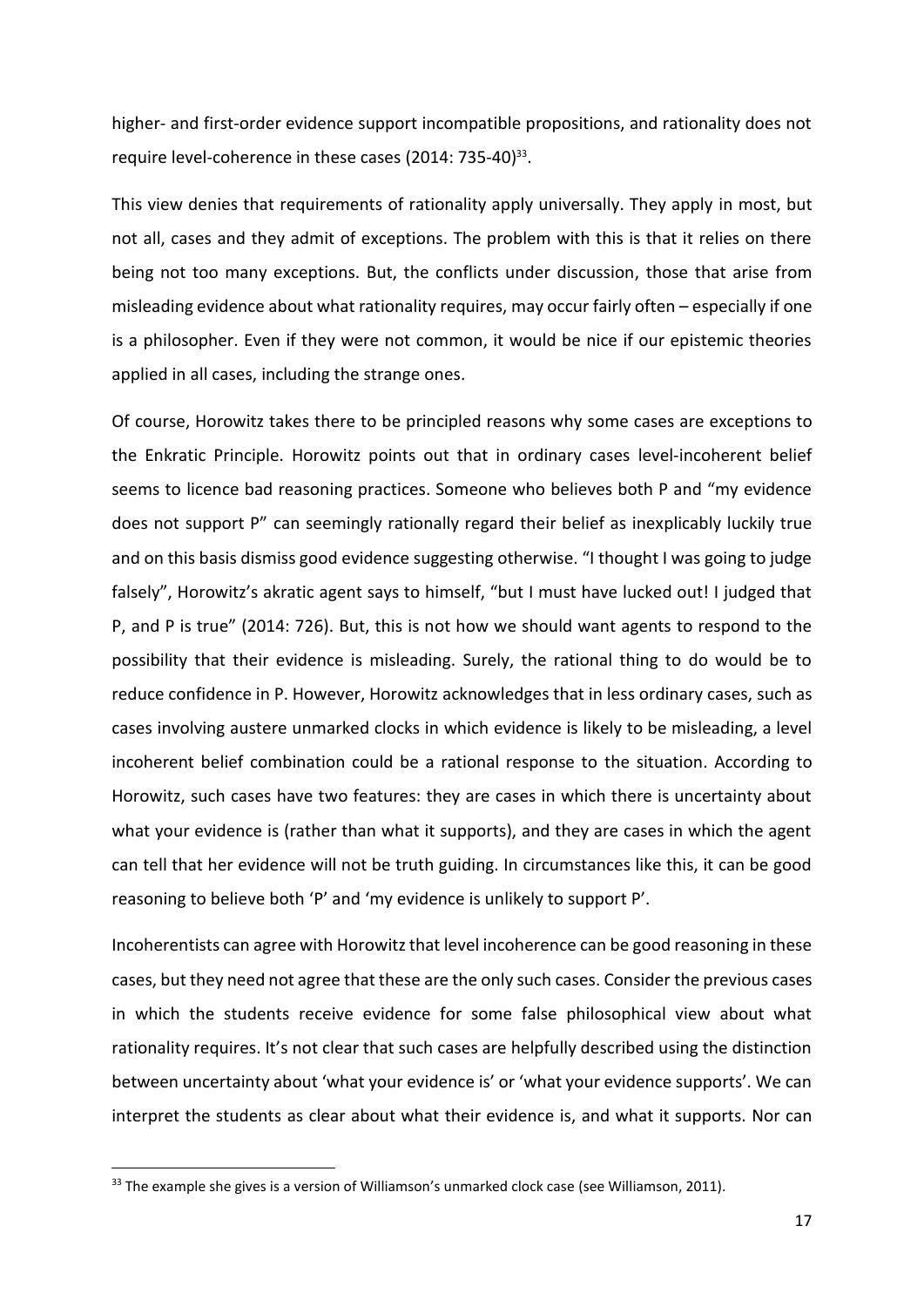higher- and first-order evidence support incompatible propositions, and rationality does not require level-coherence in these cases (2014: 735-40)[33].

This view denies that requirements of rationality apply universally. They apply in most, but not all, cases and they admit of exceptions. The problem with this is that it relies on there being not too many exceptions. But, the conflicts under discussion, those that arise from misleading evidence about what rationality requires, may occur fairly often – especially if one is a philosopher. Even if they were not common, it would be nice if our epistemic theories applied in all cases, including the strange ones.

Of course, Horowitz takes there to be principled reasons why some cases are exceptions to the Enkratic Principle. Horowitz points out that in ordinary cases level-incoherent belief seems to licence bad reasoning practices. Someone who believes both P and "my evidence does not support P" can seemingly rationally regard their belief as inexplicably luckily true and on this basis dismiss good evidence suggesting otherwise. "I thought I was going to judge falsely", Horowitz's akratic agent says to himself, "but I must have lucked out! I judged that P, and P is true" (2014: 726). But, this is not how we should want agents to respond to the possibility that their evidence is misleading. Surely, the rational thing to do would be to reduce confidence in P. However, Horowitz acknowledges that in less ordinary cases, such as cases involving austere unmarked clocks in which evidence is likely to be misleading, a level incoherent belief combination could be a rational response to the situation. According to Horowitz, such cases have two features: they are cases in which there is uncertainty about what your evidence is (rather than what it supports), and they are cases in which the agent can tell that her evidence will not be truth guiding. In circumstances like this, it can be good reasoning to believe both 'P' and 'my evidence is unlikely to support P'.

Incoherentists can agree with Horowitz that level incoherence can be good reasoning in these cases, but they need not agree that these are the only such cases. Consider the previous cases in which the students receive evidence for some false philosophical view about what rationality requires. It's not clear that such cases are helpfully described using the distinction between uncertainty about 'what your evidence is' or 'what your evidence supports'. We can interpret the students as clear about what their evidence is, and what it supports. Nor can

[33] The example she gives is a version of Williamson's unmarked clock case (see Williamson, 2011).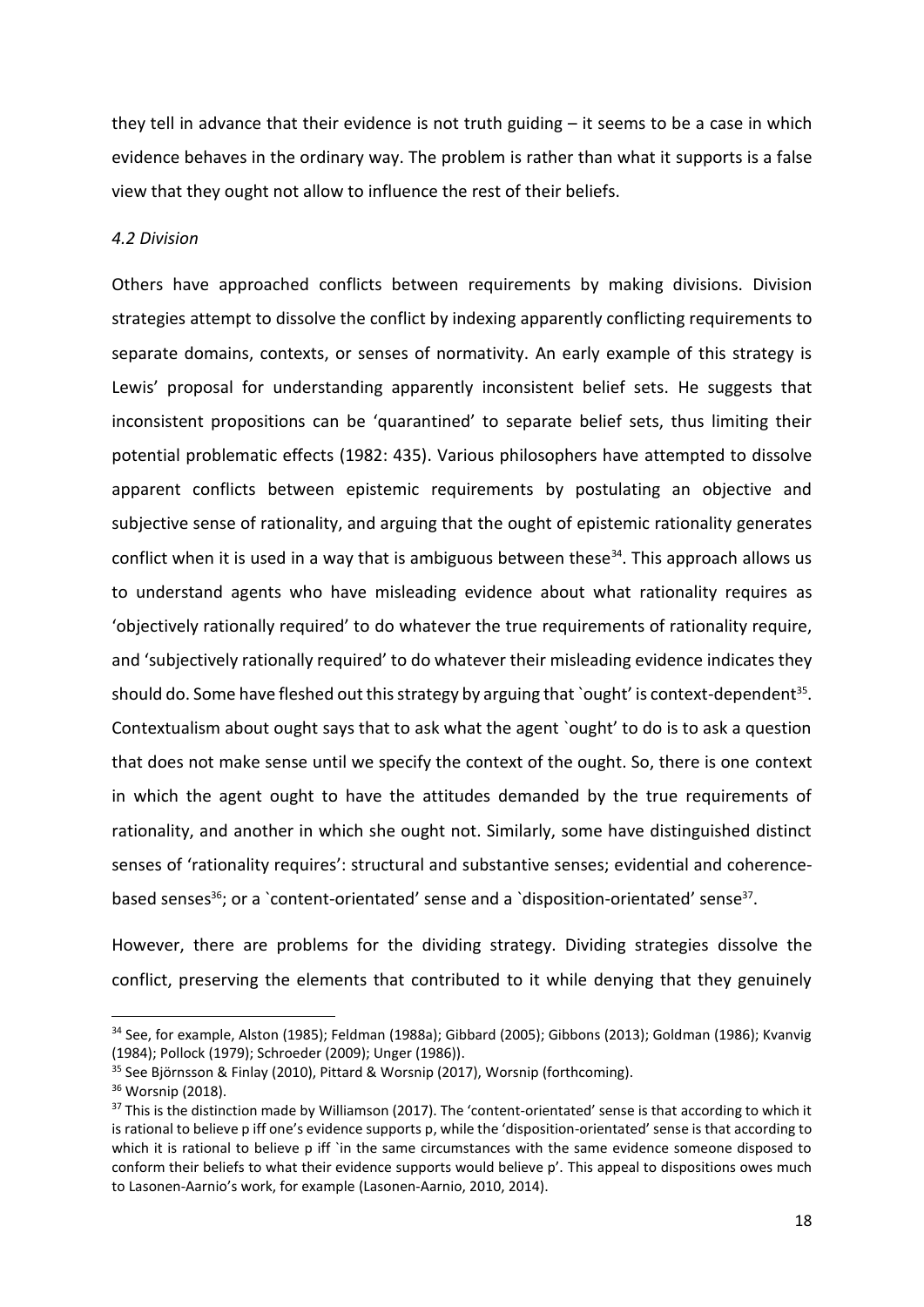they tell in advance that their evidence is not truth guiding – it seems to be a case in which evidence behaves in the ordinary way. The problem is rather than what it supports is a false view that they ought not allow to influence the rest of their beliefs.

### *4.2 Division*

Others have approached conflicts between requirements by making divisions. Division strategies attempt to dissolve the conflict by indexing apparently conflicting requirements to separate domains, contexts, or senses of normativity. An early example of this strategy is Lewis' proposal for understanding apparently inconsistent belief sets. He suggests that inconsistent propositions can be 'quarantined' to separate belief sets, thus limiting their potential problematic effects (1982: 435). Various philosophers have attempted to dissolve apparent conflicts between epistemic requirements by postulating an objective and subjective sense of rationality, and arguing that the ought of epistemic rationality generates conflict when it is used in a way that is ambiguous between these[34]. This approach allows us to understand agents who have misleading evidence about what rationality requires as 'objectively rationally required' to do whatever the true requirements of rationality require, and 'subjectively rationally required' to do whatever their misleading evidence indicates they should do. Some have fleshed out this strategy by arguing that `ought' is context-dependent[35]. Contextualism about ought says that to ask what the agent `ought' to do is to ask a question that does not make sense until we specify the context of the ought. So, there is one context in which the agent ought to have the attitudes demanded by the true requirements of rationality, and another in which she ought not. Similarly, some have distinguished distinct senses of 'rationality requires': structural and substantive senses; evidential and coherence-based senses[36]; or a `content-orientated' sense and a `disposition-orientated' sense[37].

However, there are problems for the dividing strategy. Dividing strategies dissolve the conflict, preserving the elements that contributed to it while denying that they genuinely

---

[34] See, for example, Alston (1985); Feldman (1988a); Gibbard (2005); Gibbons (2013); Goldman (1986); Kvanvig (1984); Pollock (1979); Schroeder (2009); Unger (1986)).

[35] See Björnsson & Finlay (2010), Pittard & Worsnip (2017), Worsnip (forthcoming).

[36] Worsnip (2018).

[37] This is the distinction made by Williamson (2017). The 'content-orientated' sense is that according to which it is rational to believe p iff one's evidence supports p, while the 'disposition-orientated' sense is that according to which it is rational to believe p iff `in the same circumstances with the same evidence someone disposed to conform their beliefs to what their evidence supports would believe p'. This appeal to dispositions owes much to Lasonen-Aarnio's work, for example (Lasonen-Aarnio, 2010, 2014).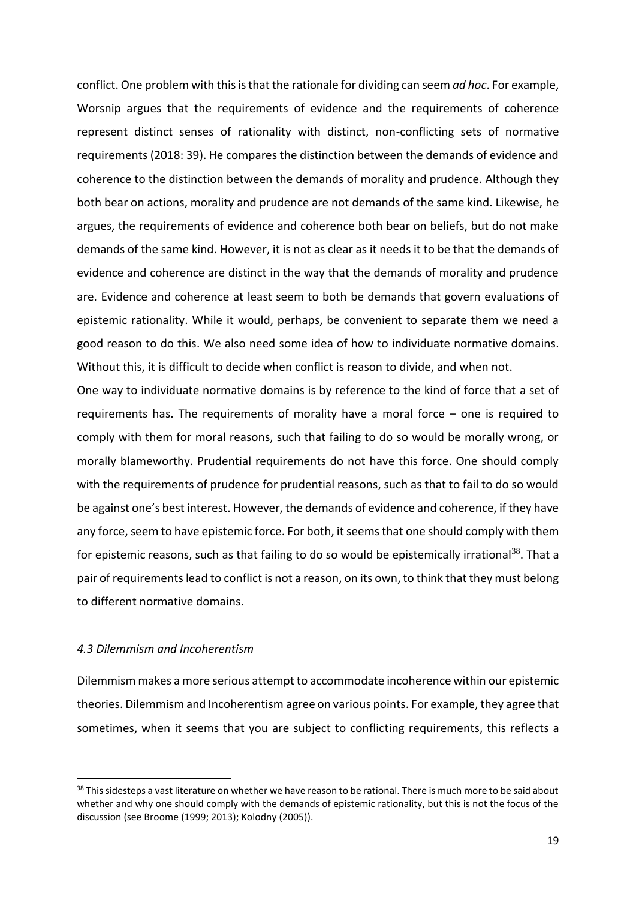conflict. One problem with this is that the rationale for dividing can seem *ad hoc*. For example, Worsnip argues that the requirements of evidence and the requirements of coherence represent distinct senses of rationality with distinct, non-conflicting sets of normative requirements (2018: 39). He compares the distinction between the demands of evidence and coherence to the distinction between the demands of morality and prudence. Although they both bear on actions, morality and prudence are not demands of the same kind. Likewise, he argues, the requirements of evidence and coherence both bear on beliefs, but do not make demands of the same kind. However, it is not as clear as it needs it to be that the demands of evidence and coherence are distinct in the way that the demands of morality and prudence are. Evidence and coherence at least seem to both be demands that govern evaluations of epistemic rationality. While it would, perhaps, be convenient to separate them we need a good reason to do this. We also need some idea of how to individuate normative domains. Without this, it is difficult to decide when conflict is reason to divide, and when not.

One way to individuate normative domains is by reference to the kind of force that a set of requirements has. The requirements of morality have a moral force – one is required to comply with them for moral reasons, such that failing to do so would be morally wrong, or morally blameworthy. Prudential requirements do not have this force. One should comply with the requirements of prudence for prudential reasons, such as that to fail to do so would be against one's best interest. However, the demands of evidence and coherence, if they have any force, seem to have epistemic force. For both, it seems that one should comply with them for epistemic reasons, such as that failing to do so would be epistemically irrational[38]. That a pair of requirements lead to conflict is not a reason, on its own, to think that they must belong to different normative domains.

### *4.3 Dilemmism and Incoherentism*

Dilemmism makes a more serious attempt to accommodate incoherence within our epistemic theories. Dilemmism and Incoherentism agree on various points. For example, they agree that sometimes, when it seems that you are subject to conflicting requirements, this reflects a

[38] This sidesteps a vast literature on whether we have reason to be rational. There is much more to be said about whether and why one should comply with the demands of epistemic rationality, but this is not the focus of the discussion (see Broome (1999; 2013); Kolodny (2005)).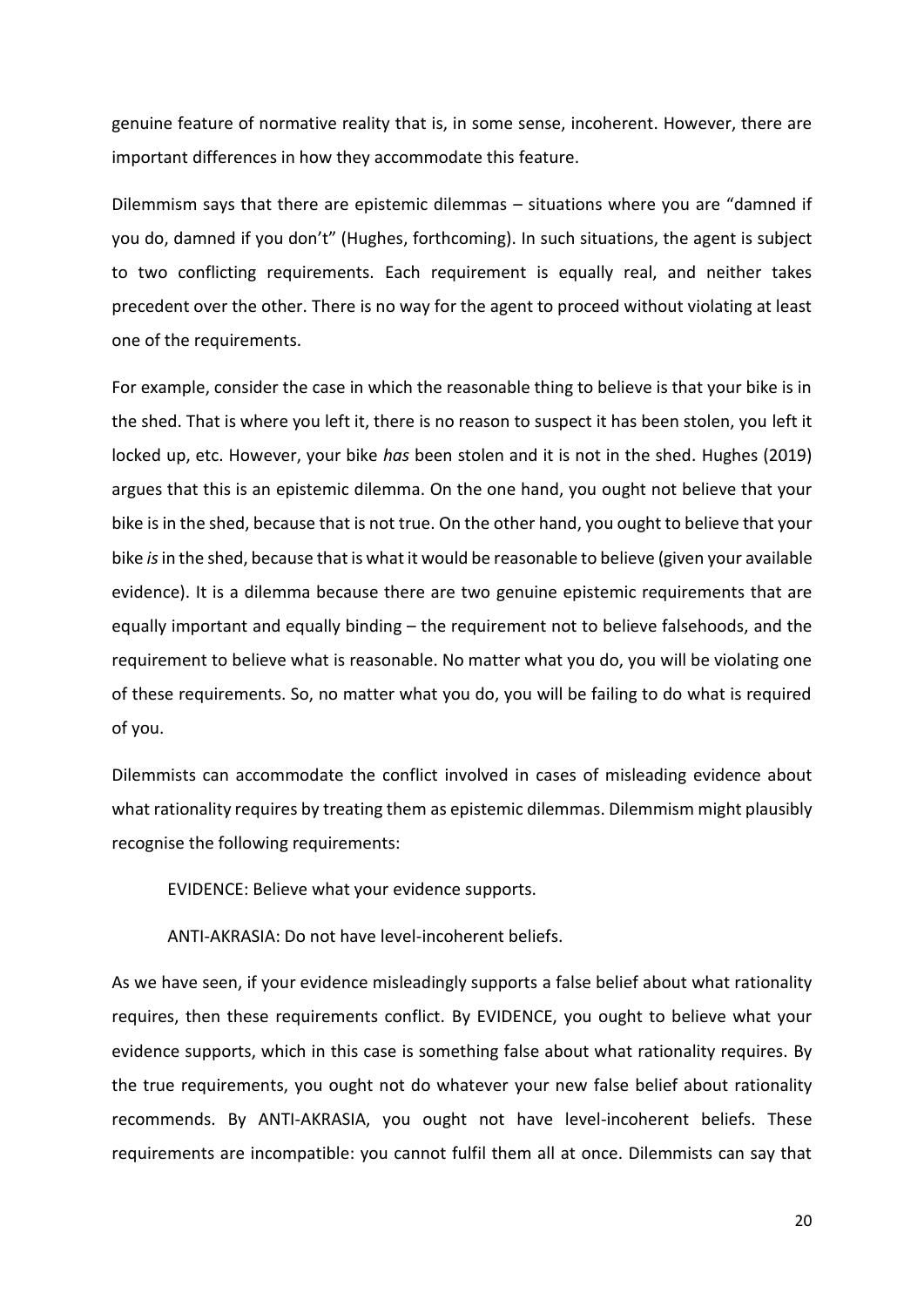genuine feature of normative reality that is, in some sense, incoherent. However, there are important differences in how they accommodate this feature.

Dilemmism says that there are epistemic dilemmas – situations where you are "damned if you do, damned if you don't" (Hughes, forthcoming). In such situations, the agent is subject to two conflicting requirements. Each requirement is equally real, and neither takes precedent over the other. There is no way for the agent to proceed without violating at least one of the requirements.

For example, consider the case in which the reasonable thing to believe is that your bike is in the shed. That is where you left it, there is no reason to suspect it has been stolen, you left it locked up, etc. However, your bike *has* been stolen and it is not in the shed. Hughes (2019) argues that this is an epistemic dilemma. On the one hand, you ought not believe that your bike is in the shed, because that is not true. On the other hand, you ought to believe that your bike *is* in the shed, because that is what it would be reasonable to believe (given your available evidence). It is a dilemma because there are two genuine epistemic requirements that are equally important and equally binding – the requirement not to believe falsehoods, and the requirement to believe what is reasonable. No matter what you do, you will be violating one of these requirements. So, no matter what you do, you will be failing to do what is required of you.

Dilemmists can accommodate the conflict involved in cases of misleading evidence about what rationality requires by treating them as epistemic dilemmas. Dilemmism might plausibly recognise the following requirements:

> EVIDENCE: Believe what your evidence supports.
>
> ANTI-AKRASIA: Do not have level-incoherent beliefs.

As we have seen, if your evidence misleadingly supports a false belief about what rationality requires, then these requirements conflict. By EVIDENCE, you ought to believe what your evidence supports, which in this case is something false about what rationality requires. By the true requirements, you ought not do whatever your new false belief about rationality recommends. By ANTI-AKRASIA, you ought not have level-incoherent beliefs. These requirements are incompatible: you cannot fulfil them all at once. Dilemmists can say that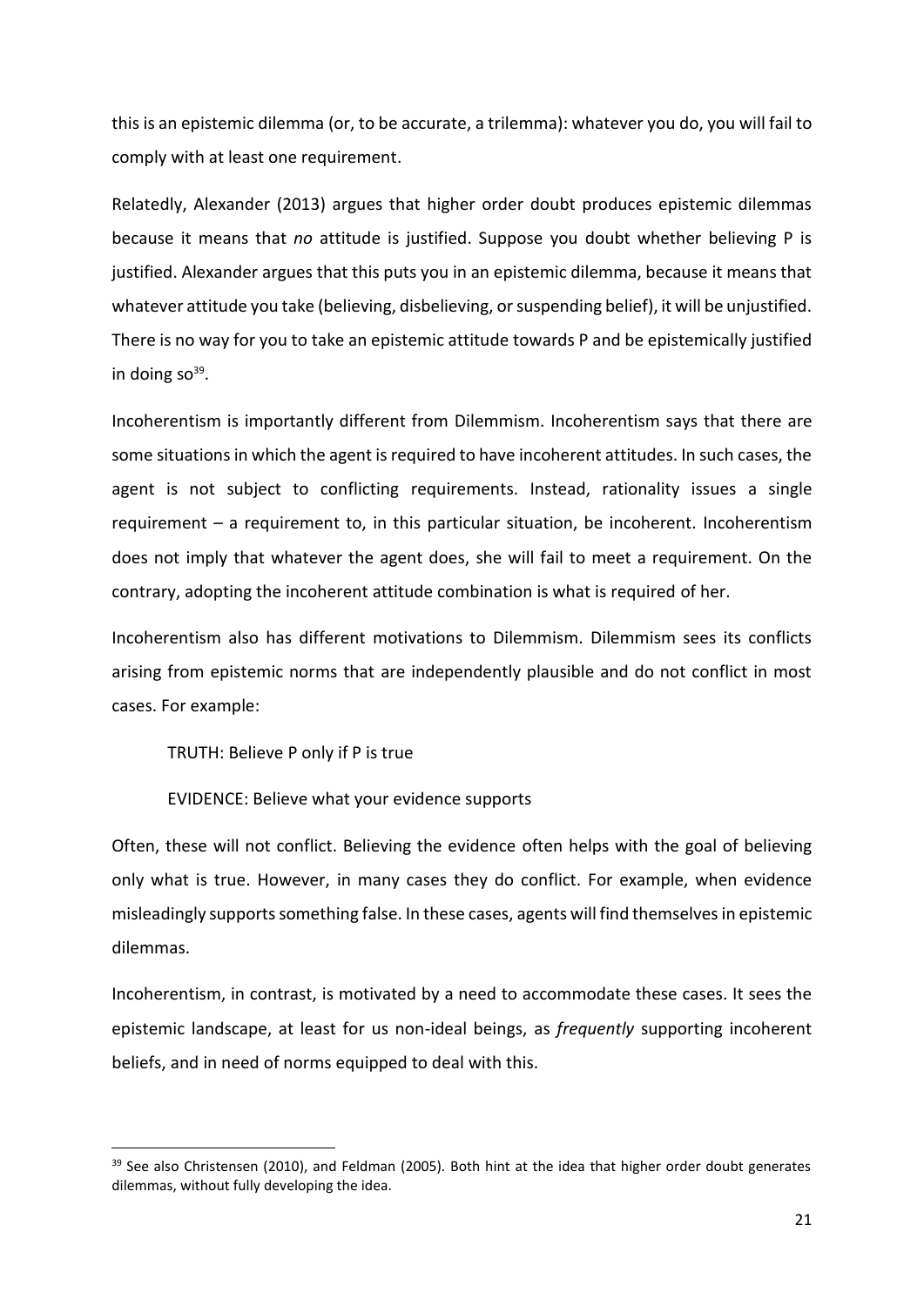this is an epistemic dilemma (or, to be accurate, a trilemma): whatever you do, you will fail to comply with at least one requirement.

Relatedly, Alexander (2013) argues that higher order doubt produces epistemic dilemmas because it means that *no* attitude is justified. Suppose you doubt whether believing P is justified. Alexander argues that this puts you in an epistemic dilemma, because it means that whatever attitude you take (believing, disbelieving, or suspending belief), it will be unjustified. There is no way for you to take an epistemic attitude towards P and be epistemically justified in doing so[39].

Incoherentism is importantly different from Dilemmism. Incoherentism says that there are some situations in which the agent is required to have incoherent attitudes. In such cases, the agent is not subject to conflicting requirements. Instead, rationality issues a single requirement – a requirement to, in this particular situation, be incoherent. Incoherentism does not imply that whatever the agent does, she will fail to meet a requirement. On the contrary, adopting the incoherent attitude combination is what is required of her.

Incoherentism also has different motivations to Dilemmism. Dilemmism sees its conflicts arising from epistemic norms that are independently plausible and do not conflict in most cases. For example:

> TRUTH: Believe P only if P is true
>
> EVIDENCE: Believe what your evidence supports

Often, these will not conflict. Believing the evidence often helps with the goal of believing only what is true. However, in many cases they do conflict. For example, when evidence misleadingly supports something false. In these cases, agents will find themselves in epistemic dilemmas.

Incoherentism, in contrast, is motivated by a need to accommodate these cases. It sees the epistemic landscape, at least for us non-ideal beings, as *frequently* supporting incoherent beliefs, and in need of norms equipped to deal with this.

---

[39] See also Christensen (2010), and Feldman (2005). Both hint at the idea that higher order doubt generates dilemmas, without fully developing the idea.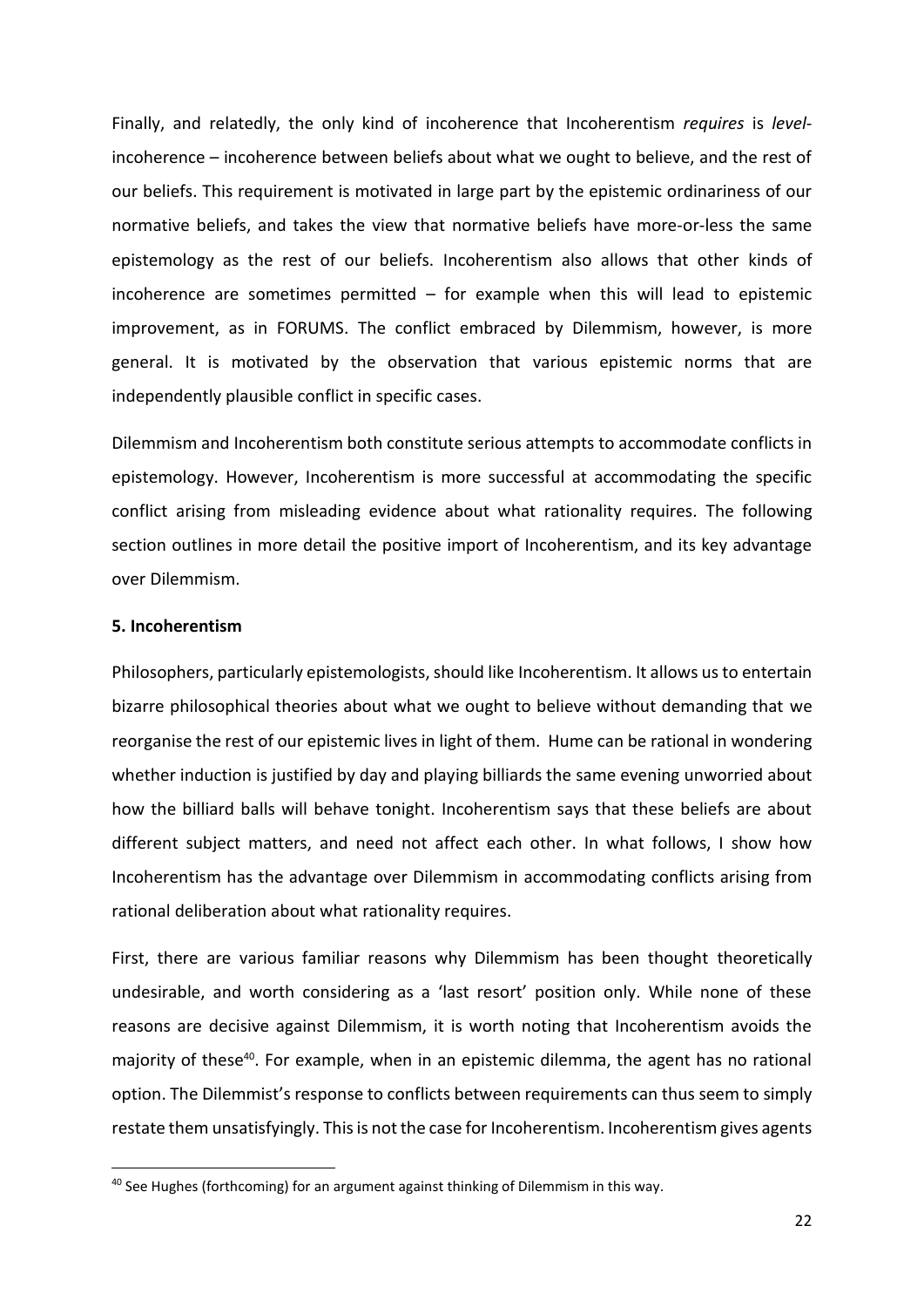Finally, and relatedly, the only kind of incoherence that Incoherentism *requires* is *level*-incoherence – incoherence between beliefs about what we ought to believe, and the rest of our beliefs. This requirement is motivated in large part by the epistemic ordinariness of our normative beliefs, and takes the view that normative beliefs have more-or-less the same epistemology as the rest of our beliefs. Incoherentism also allows that other kinds of incoherence are sometimes permitted – for example when this will lead to epistemic improvement, as in FORUMS. The conflict embraced by Dilemmism, however, is more general. It is motivated by the observation that various epistemic norms that are independently plausible conflict in specific cases.

Dilemmism and Incoherentism both constitute serious attempts to accommodate conflicts in epistemology. However, Incoherentism is more successful at accommodating the specific conflict arising from misleading evidence about what rationality requires. The following section outlines in more detail the positive import of Incoherentism, and its key advantage over Dilemmism.

## 5. Incoherentism

Philosophers, particularly epistemologists, should like Incoherentism. It allows us to entertain bizarre philosophical theories about what we ought to believe without demanding that we reorganise the rest of our epistemic lives in light of them. Hume can be rational in wondering whether induction is justified by day and playing billiards the same evening unworried about how the billiard balls will behave tonight. Incoherentism says that these beliefs are about different subject matters, and need not affect each other. In what follows, I show how Incoherentism has the advantage over Dilemmism in accommodating conflicts arising from rational deliberation about what rationality requires.

First, there are various familiar reasons why Dilemmism has been thought theoretically undesirable, and worth considering as a 'last resort' position only. While none of these reasons are decisive against Dilemmism, it is worth noting that Incoherentism avoids the majority of these[40]. For example, when in an epistemic dilemma, the agent has no rational option. The Dilemmist's response to conflicts between requirements can thus seem to simply restate them unsatisfyingly. This is not the case for Incoherentism. Incoherentism gives agents

[40] See Hughes (forthcoming) for an argument against thinking of Dilemmism in this way.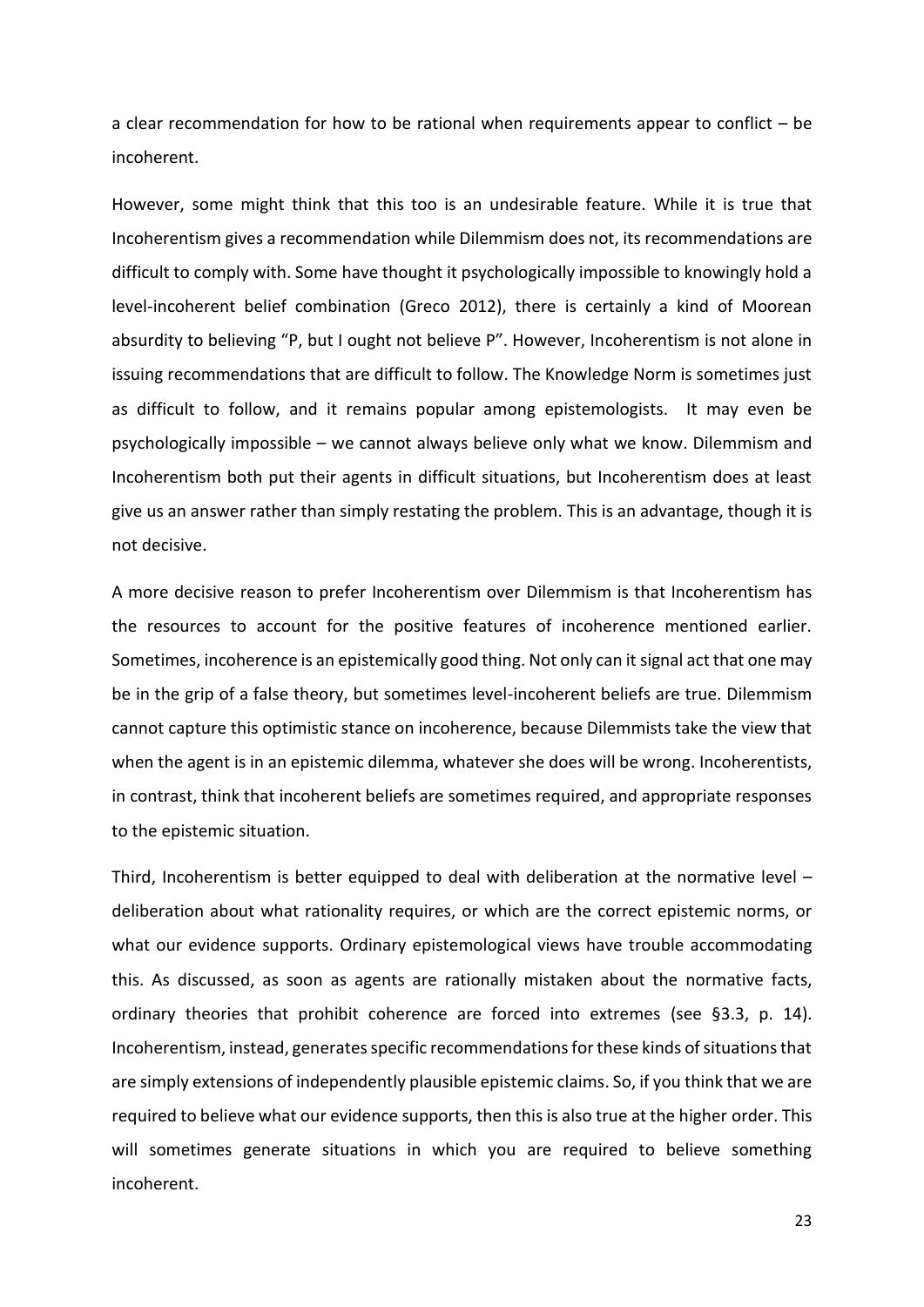a clear recommendation for how to be rational when requirements appear to conflict – be incoherent.

However, some might think that this too is an undesirable feature. While it is true that Incoherentism gives a recommendation while Dilemmism does not, its recommendations are difficult to comply with. Some have thought it psychologically impossible to knowingly hold a level-incoherent belief combination (Greco 2012), there is certainly a kind of Moorean absurdity to believing "P, but I ought not believe P". However, Incoherentism is not alone in issuing recommendations that are difficult to follow. The Knowledge Norm is sometimes just as difficult to follow, and it remains popular among epistemologists. It may even be psychologically impossible – we cannot always believe only what we know. Dilemmism and Incoherentism both put their agents in difficult situations, but Incoherentism does at least give us an answer rather than simply restating the problem. This is an advantage, though it is not decisive.

A more decisive reason to prefer Incoherentism over Dilemmism is that Incoherentism has the resources to account for the positive features of incoherence mentioned earlier. Sometimes, incoherence is an epistemically good thing. Not only can it signal act that one may be in the grip of a false theory, but sometimes level-incoherent beliefs are true. Dilemmism cannot capture this optimistic stance on incoherence, because Dilemmists take the view that when the agent is in an epistemic dilemma, whatever she does will be wrong. Incoherentists, in contrast, think that incoherent beliefs are sometimes required, and appropriate responses to the epistemic situation.

Third, Incoherentism is better equipped to deal with deliberation at the normative level – deliberation about what rationality requires, or which are the correct epistemic norms, or what our evidence supports. Ordinary epistemological views have trouble accommodating this. As discussed, as soon as agents are rationally mistaken about the normative facts, ordinary theories that prohibit coherence are forced into extremes (see §3.3, p. 14). Incoherentism, instead, generates specific recommendations for these kinds of situations that are simply extensions of independently plausible epistemic claims. So, if you think that we are required to believe what our evidence supports, then this is also true at the higher order. This will sometimes generate situations in which you are required to believe something incoherent.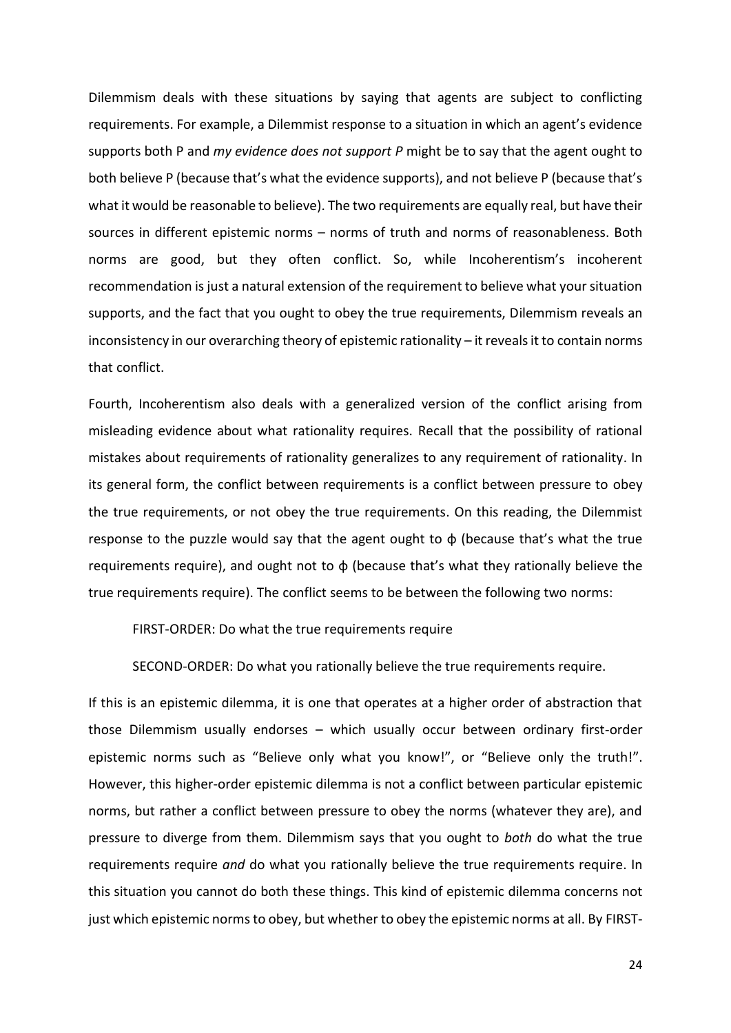Dilemmism deals with these situations by saying that agents are subject to conflicting requirements. For example, a Dilemmist response to a situation in which an agent's evidence supports both P and *my evidence does not support P* might be to say that the agent ought to both believe P (because that's what the evidence supports), and not believe P (because that's what it would be reasonable to believe). The two requirements are equally real, but have their sources in different epistemic norms – norms of truth and norms of reasonableness. Both norms are good, but they often conflict. So, while Incoherentism's incoherent recommendation is just a natural extension of the requirement to believe what your situation supports, and the fact that you ought to obey the true requirements, Dilemmism reveals an inconsistency in our overarching theory of epistemic rationality – it reveals it to contain norms that conflict.

Fourth, Incoherentism also deals with a generalized version of the conflict arising from misleading evidence about what rationality requires. Recall that the possibility of rational mistakes about requirements of rationality generalizes to any requirement of rationality. In its general form, the conflict between requirements is a conflict between pressure to obey the true requirements, or not obey the true requirements. On this reading, the Dilemmist response to the puzzle would say that the agent ought to ϕ (because that's what the true requirements require), and ought not to ϕ (because that's what they rationally believe the true requirements require). The conflict seems to be between the following two norms:

FIRST-ORDER: Do what the true requirements require

SECOND-ORDER: Do what you rationally believe the true requirements require.

If this is an epistemic dilemma, it is one that operates at a higher order of abstraction that those Dilemmism usually endorses – which usually occur between ordinary first-order epistemic norms such as "Believe only what you know!", or "Believe only the truth!". However, this higher-order epistemic dilemma is not a conflict between particular epistemic norms, but rather a conflict between pressure to obey the norms (whatever they are), and pressure to diverge from them. Dilemmism says that you ought to *both* do what the true requirements require *and* do what you rationally believe the true requirements require. In this situation you cannot do both these things. This kind of epistemic dilemma concerns not just which epistemic norms to obey, but whether to obey the epistemic norms at all. By FIRST-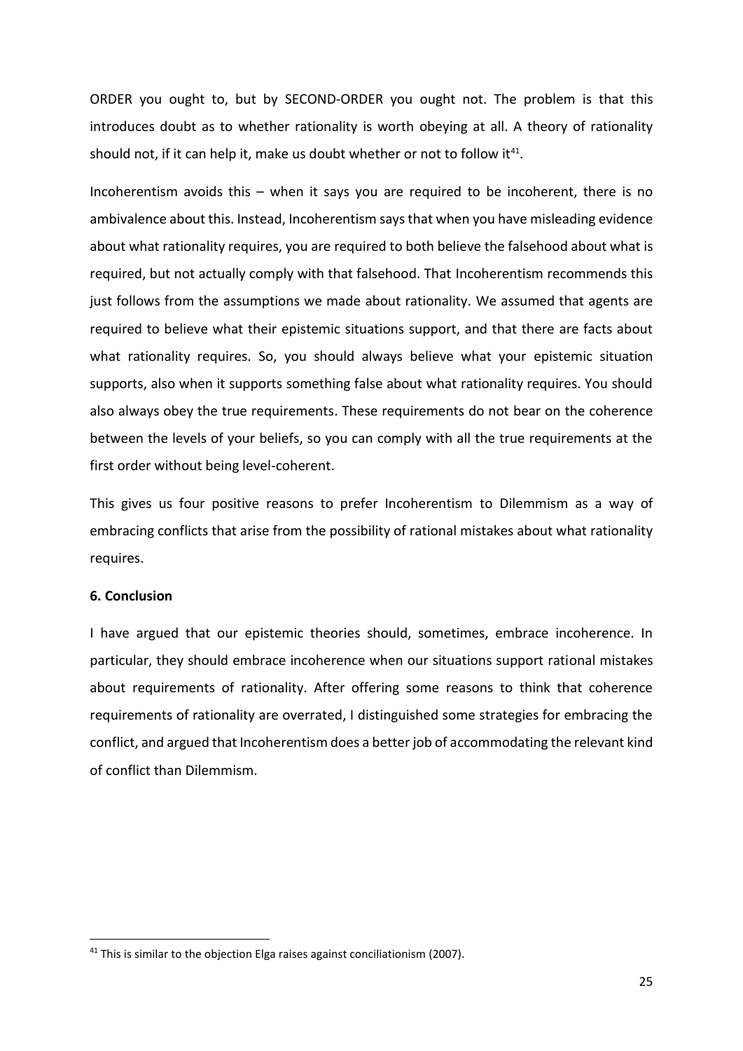ORDER you ought to, but by SECOND-ORDER you ought not. The problem is that this introduces doubt as to whether rationality is worth obeying at all. A theory of rationality should not, if it can help it, make us doubt whether or not to follow it[41].

Incoherentism avoids this – when it says you are required to be incoherent, there is no ambivalence about this. Instead, Incoherentism says that when you have misleading evidence about what rationality requires, you are required to both believe the falsehood about what is required, but not actually comply with that falsehood. That Incoherentism recommends this just follows from the assumptions we made about rationality. We assumed that agents are required to believe what their epistemic situations support, and that there are facts about what rationality requires. So, you should always believe what your epistemic situation supports, also when it supports something false about what rationality requires. You should also always obey the true requirements. These requirements do not bear on the coherence between the levels of your beliefs, so you can comply with all the true requirements at the first order without being level-coherent.

This gives us four positive reasons to prefer Incoherentism to Dilemmism as a way of embracing conflicts that arise from the possibility of rational mistakes about what rationality requires.

## 6. Conclusion

I have argued that our epistemic theories should, sometimes, embrace incoherence. In particular, they should embrace incoherence when our situations support rational mistakes about requirements of rationality. After offering some reasons to think that coherence requirements of rationality are overrated, I distinguished some strategies for embracing the conflict, and argued that Incoherentism does a better job of accommodating the relevant kind of conflict than Dilemmism.

---

[41] This is similar to the objection Elga raises against conciliationism (2007).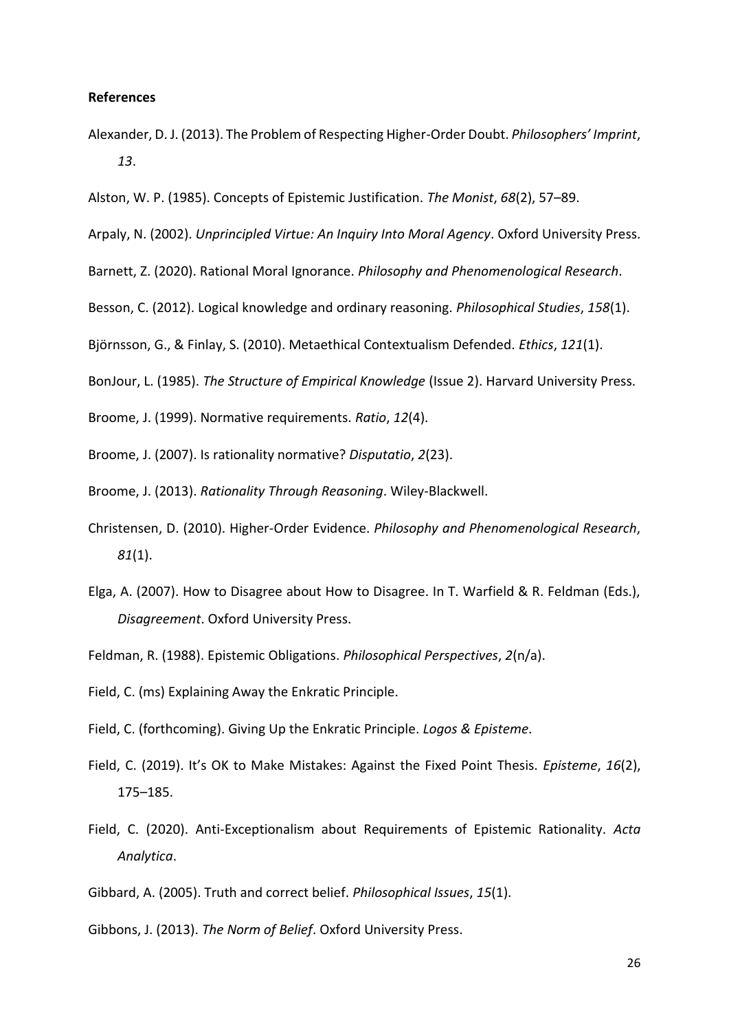**References**

Alexander, D. J. (2013). The Problem of Respecting Higher-Order Doubt. *Philosophers' Imprint*, *13*.

Alston, W. P. (1985). Concepts of Epistemic Justification. *The Monist*, *68*(2), 57–89.

Arpaly, N. (2002). *Unprincipled Virtue: An Inquiry Into Moral Agency*. Oxford University Press.

Barnett, Z. (2020). Rational Moral Ignorance. *Philosophy and Phenomenological Research*.

Besson, C. (2012). Logical knowledge and ordinary reasoning. *Philosophical Studies*, *158*(1).

Björnsson, G., & Finlay, S. (2010). Metaethical Contextualism Defended. *Ethics*, *121*(1).

BonJour, L. (1985). *The Structure of Empirical Knowledge* (Issue 2). Harvard University Press.

Broome, J. (1999). Normative requirements. *Ratio*, *12*(4).

Broome, J. (2007). Is rationality normative? *Disputatio*, *2*(23).

Broome, J. (2013). *Rationality Through Reasoning*. Wiley-Blackwell.

Christensen, D. (2010). Higher-Order Evidence. *Philosophy and Phenomenological Research*, *81*(1).

Elga, A. (2007). How to Disagree about How to Disagree. In T. Warfield & R. Feldman (Eds.), *Disagreement*. Oxford University Press.

Feldman, R. (1988). Epistemic Obligations. *Philosophical Perspectives*, *2*(n/a).

Field, C. (ms) Explaining Away the Enkratic Principle.

Field, C. (forthcoming). Giving Up the Enkratic Principle. *Logos & Episteme*.

Field, C. (2019). It's OK to Make Mistakes: Against the Fixed Point Thesis. *Episteme*, *16*(2), 175–185.

Field, C. (2020). Anti-Exceptionalism about Requirements of Epistemic Rationality. *Acta Analytica*.

Gibbard, A. (2005). Truth and correct belief. *Philosophical Issues*, *15*(1).

Gibbons, J. (2013). *The Norm of Belief*. Oxford University Press.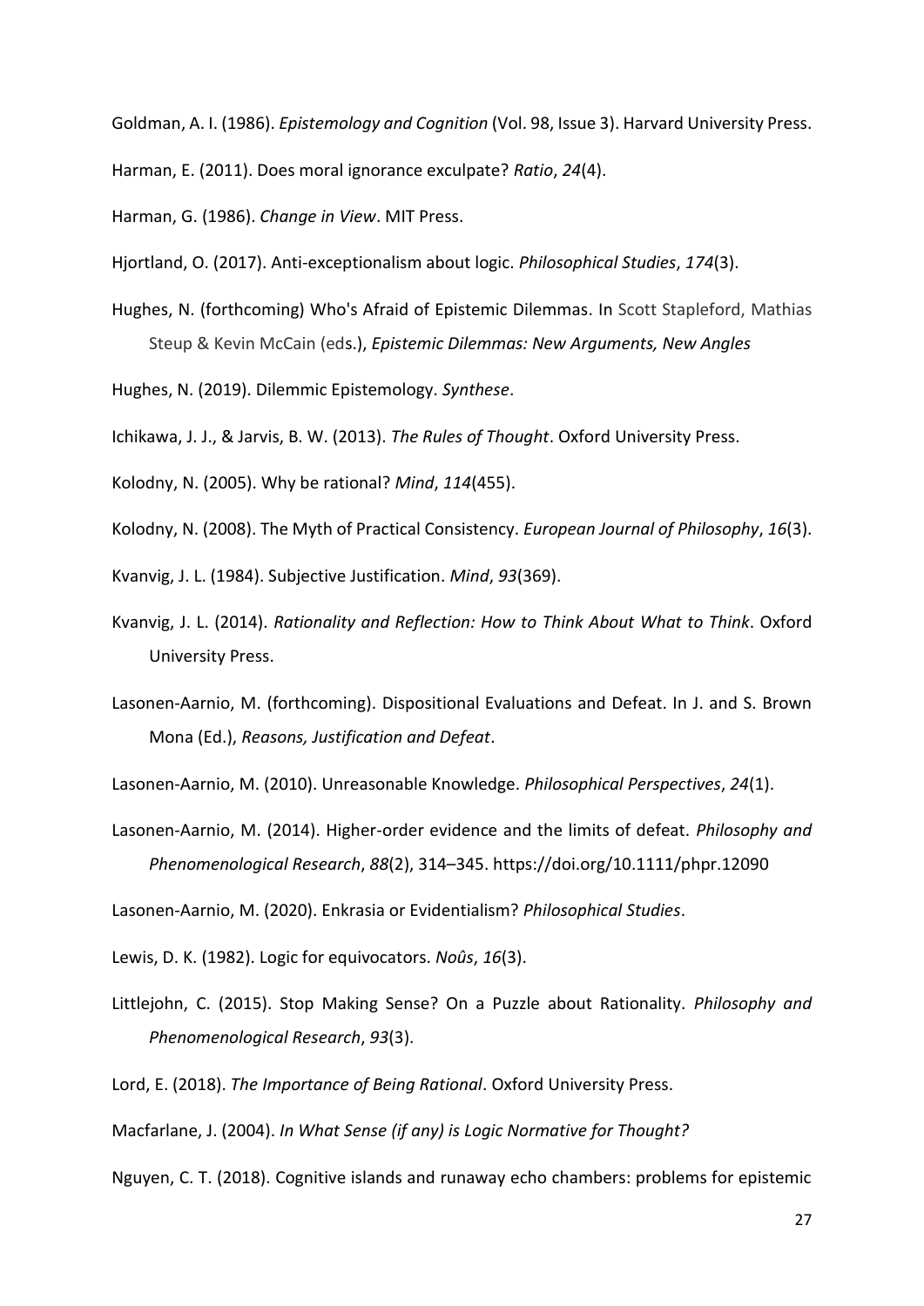Goldman, A. I. (1986). *Epistemology and Cognition* (Vol. 98, Issue 3). Harvard University Press.

Harman, E. (2011). Does moral ignorance exculpate? *Ratio*, *24*(4).

Harman, G. (1986). *Change in View*. MIT Press.

Hjortland, O. (2017). Anti-exceptionalism about logic. *Philosophical Studies*, *174*(3).

Hughes, N. (forthcoming) Who's Afraid of Epistemic Dilemmas. In Scott Stapleford, Mathias Steup & Kevin McCain (eds.), *Epistemic Dilemmas: New Arguments, New Angles*

Hughes, N. (2019). Dilemmic Epistemology. *Synthese*.

Ichikawa, J. J., & Jarvis, B. W. (2013). *The Rules of Thought*. Oxford University Press.

Kolodny, N. (2005). Why be rational? *Mind*, *114*(455).

Kolodny, N. (2008). The Myth of Practical Consistency. *European Journal of Philosophy*, *16*(3).

Kvanvig, J. L. (1984). Subjective Justification. *Mind*, *93*(369).

Kvanvig, J. L. (2014). *Rationality and Reflection: How to Think About What to Think*. Oxford University Press.

Lasonen-Aarnio, M. (forthcoming). Dispositional Evaluations and Defeat. In J. and S. Brown Mona (Ed.), *Reasons, Justification and Defeat*.

Lasonen-Aarnio, M. (2010). Unreasonable Knowledge. *Philosophical Perspectives*, *24*(1).

Lasonen-Aarnio, M. (2014). Higher-order evidence and the limits of defeat. *Philosophy and Phenomenological Research*, *88*(2), 314–345. https://doi.org/10.1111/phpr.12090

Lasonen-Aarnio, M. (2020). Enkrasia or Evidentialism? *Philosophical Studies*.

Lewis, D. K. (1982). Logic for equivocators. *Noûs*, *16*(3).

Littlejohn, C. (2015). Stop Making Sense? On a Puzzle about Rationality. *Philosophy and Phenomenological Research*, *93*(3).

Lord, E. (2018). *The Importance of Being Rational*. Oxford University Press.

Macfarlane, J. (2004). *In What Sense (if any) is Logic Normative for Thought?*

Nguyen, C. T. (2018). Cognitive islands and runaway echo chambers: problems for epistemic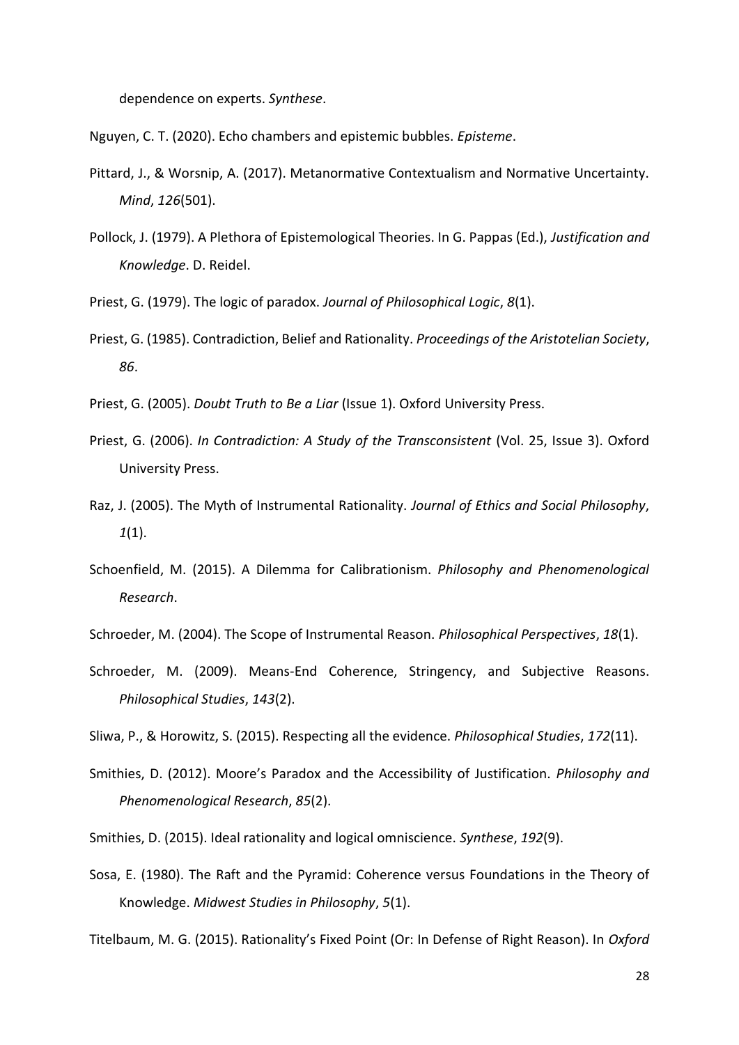dependence on experts. *Synthese*.

Nguyen, C. T. (2020). Echo chambers and epistemic bubbles. *Episteme*.

Pittard, J., & Worsnip, A. (2017). Metanormative Contextualism and Normative Uncertainty. *Mind*, *126*(501).

Pollock, J. (1979). A Plethora of Epistemological Theories. In G. Pappas (Ed.), *Justification and Knowledge*. D. Reidel.

Priest, G. (1979). The logic of paradox. *Journal of Philosophical Logic*, *8*(1).

Priest, G. (1985). Contradiction, Belief and Rationality. *Proceedings of the Aristotelian Society*, *86*.

Priest, G. (2005). *Doubt Truth to Be a Liar* (Issue 1). Oxford University Press.

Priest, G. (2006). *In Contradiction: A Study of the Transconsistent* (Vol. 25, Issue 3). Oxford University Press.

Raz, J. (2005). The Myth of Instrumental Rationality. *Journal of Ethics and Social Philosophy*, *1*(1).

Schoenfield, M. (2015). A Dilemma for Calibrationism. *Philosophy and Phenomenological Research*.

Schroeder, M. (2004). The Scope of Instrumental Reason. *Philosophical Perspectives*, *18*(1).

Schroeder, M. (2009). Means-End Coherence, Stringency, and Subjective Reasons. *Philosophical Studies*, *143*(2).

Sliwa, P., & Horowitz, S. (2015). Respecting all the evidence. *Philosophical Studies*, *172*(11).

Smithies, D. (2012). Moore's Paradox and the Accessibility of Justification. *Philosophy and Phenomenological Research*, *85*(2).

Smithies, D. (2015). Ideal rationality and logical omniscience. *Synthese*, *192*(9).

Sosa, E. (1980). The Raft and the Pyramid: Coherence versus Foundations in the Theory of Knowledge. *Midwest Studies in Philosophy*, *5*(1).

Titelbaum, M. G. (2015). Rationality's Fixed Point (Or: In Defense of Right Reason). In *Oxford*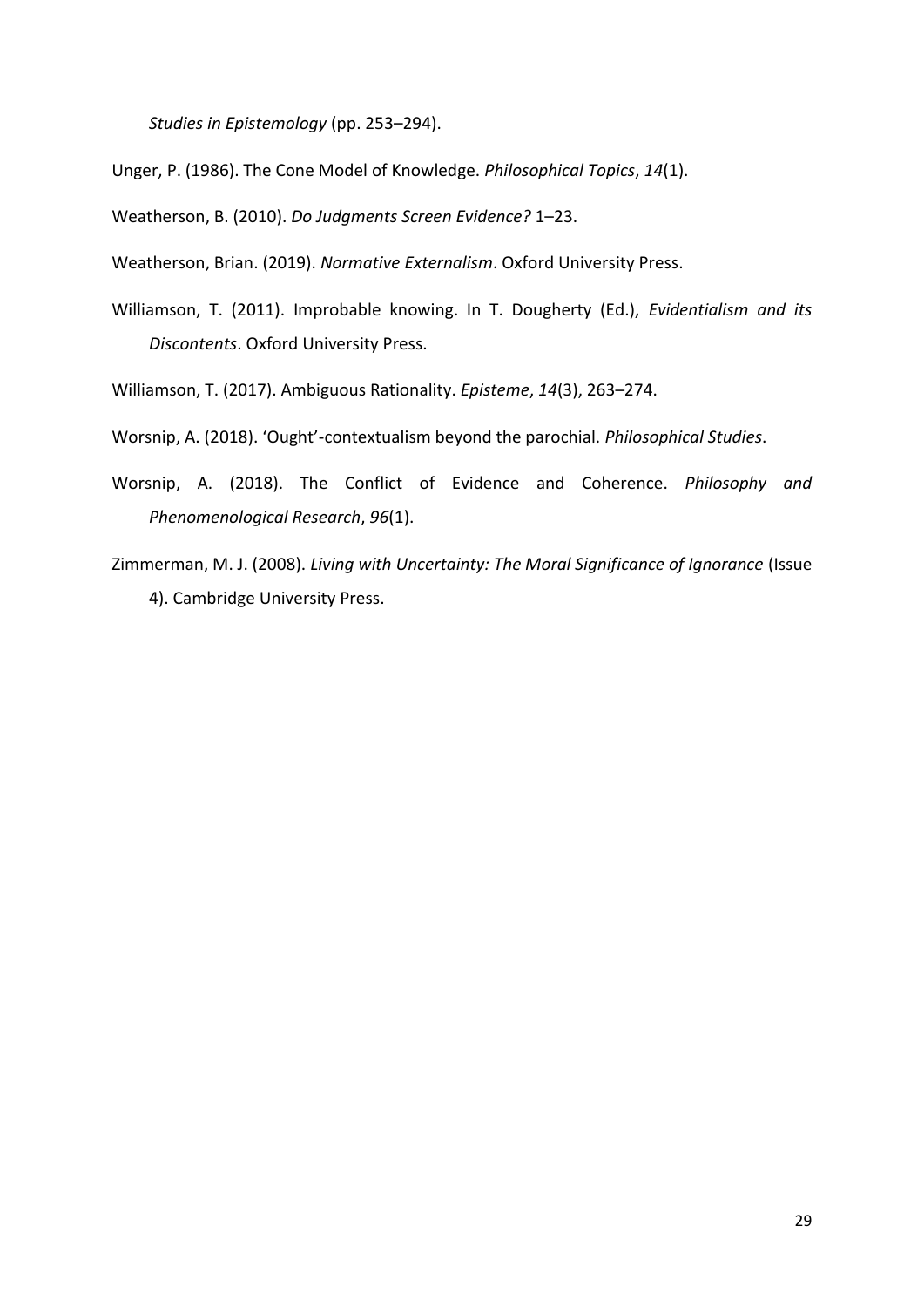*Studies in Epistemology* (pp. 253–294).

Unger, P. (1986). The Cone Model of Knowledge. *Philosophical Topics*, *14*(1).

Weatherson, B. (2010). *Do Judgments Screen Evidence?* 1–23.

Weatherson, Brian. (2019). *Normative Externalism*. Oxford University Press.

Williamson, T. (2011). Improbable knowing. In T. Dougherty (Ed.), *Evidentialism and its Discontents*. Oxford University Press.

Williamson, T. (2017). Ambiguous Rationality. *Episteme*, *14*(3), 263–274.

Worsnip, A. (2018). 'Ought'-contextualism beyond the parochial. *Philosophical Studies*.

Worsnip, A. (2018). The Conflict of Evidence and Coherence. *Philosophy and Phenomenological Research*, *96*(1).

Zimmerman, M. J. (2008). *Living with Uncertainty: The Moral Significance of Ignorance* (Issue 4). Cambridge University Press.